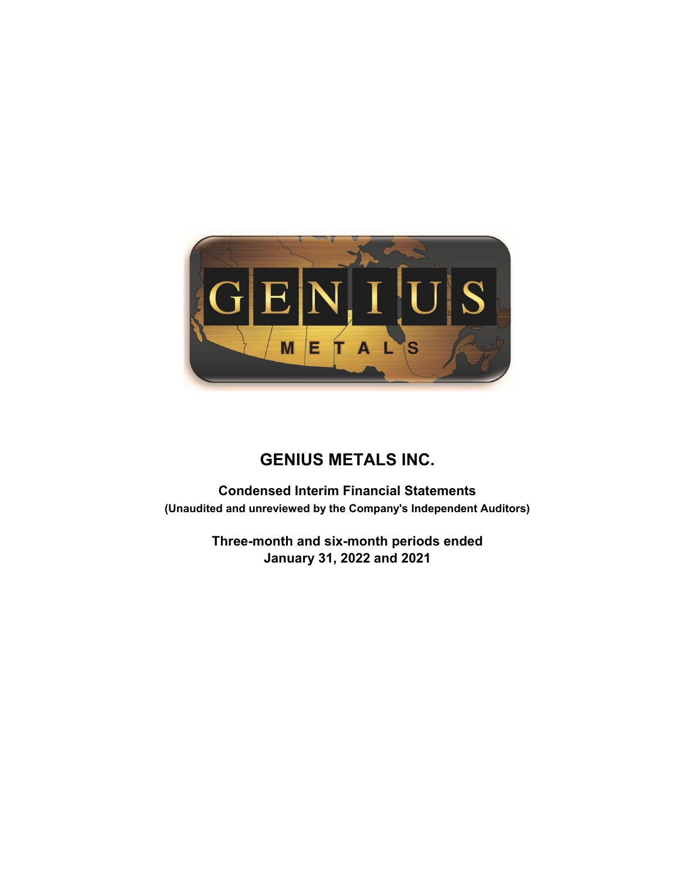# GENIUS METALS INC.

**Condensed Interim Financial Statements**
**(Unaudited and unreviewed by the Company's Independent Auditors)**

**Three-month and six-month periods ended**
**January 31, 2022 and 2021**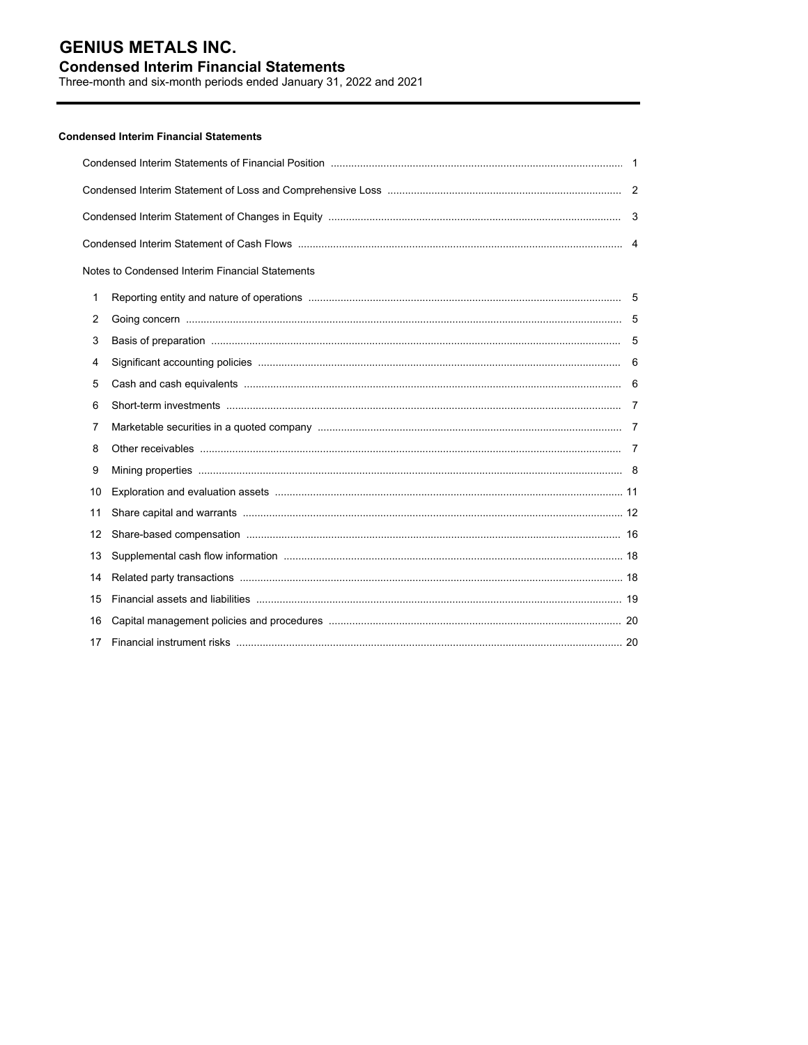# GENIUS METALS INC.

## Condensed Interim Financial Statements

Three-month and six-month periods ended January 31, 2022 and 2021

---

### Condensed Interim Financial Statements

| | |
|---|---|
| Condensed Interim Statements of Financial Position | 1 |
| Condensed Interim Statement of Loss and Comprehensive Loss | 2 |
| Condensed Interim Statement of Changes in Equity | 3 |
| Condensed Interim Statement of Cash Flows | 4 |

Notes to Condensed Interim Financial Statements

| | | |
|---|---|---|
| 1 | Reporting entity and nature of operations | 5 |
| 2 | Going concern | 5 |
| 3 | Basis of preparation | 5 |
| 4 | Significant accounting policies | 6 |
| 5 | Cash and cash equivalents | 6 |
| 6 | Short-term investments | 7 |
| 7 | Marketable securities in a quoted company | 7 |
| 8 | Other receivables | 7 |
| 9 | Mining properties | 8 |
| 10 | Exploration and evaluation assets | 11 |
| 11 | Share capital and warrants | 12 |
| 12 | Share-based compensation | 16 |
| 13 | Supplemental cash flow information | 18 |
| 14 | Related party transactions | 18 |
| 15 | Financial assets and liabilities | 19 |
| 16 | Capital management policies and procedures | 20 |
| 17 | Financial instrument risks | 20 |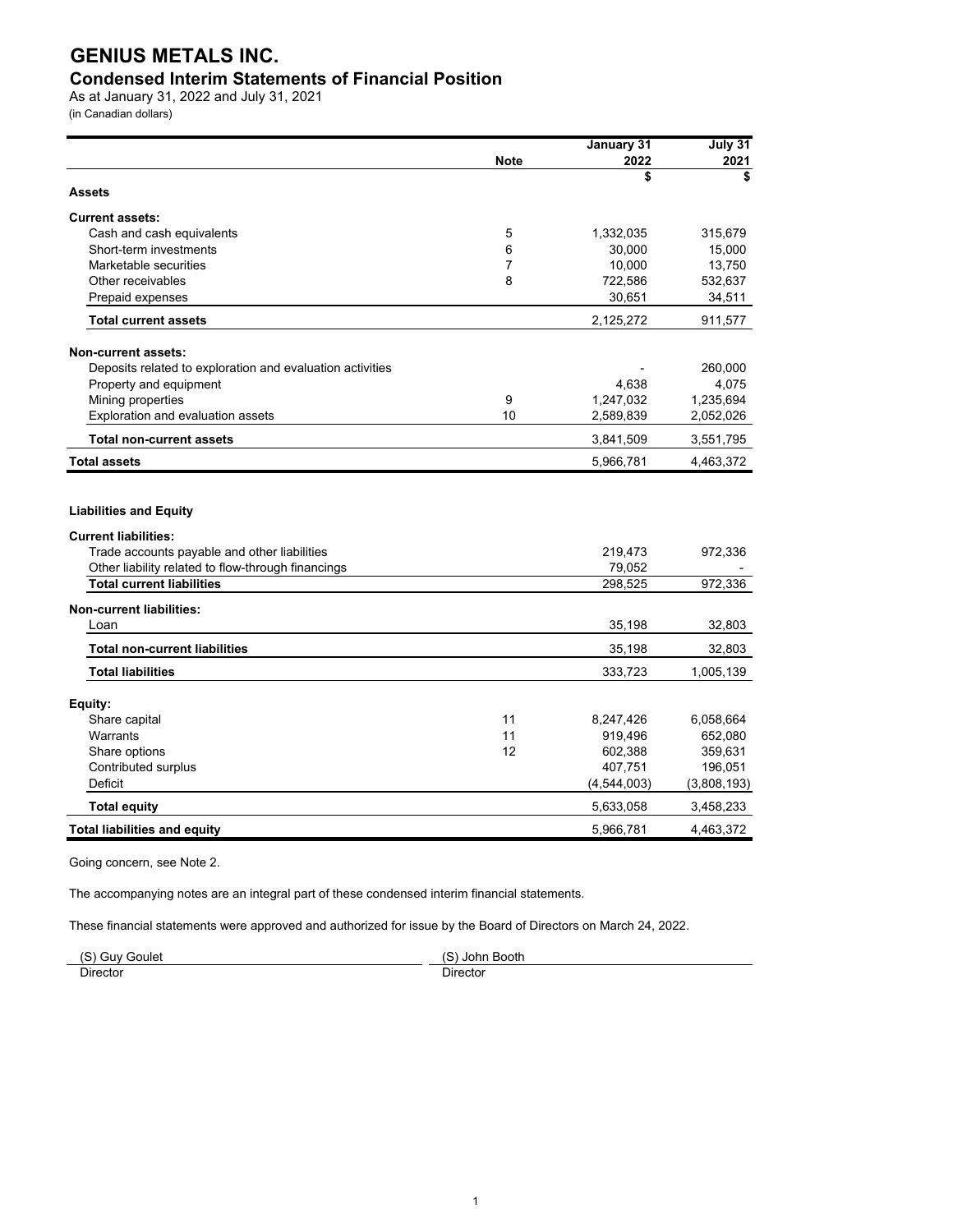# GENIUS METALS INC.

## Condensed Interim Statements of Financial Position

As at January 31, 2022 and July 31, 2021

(in Canadian dollars)

| | Note | January 31 2022 | July 31 2021 |
|---|---|---|---|
| | | $ | $ |
| **Assets** | | | |
| **Current assets:** | | | |
| Cash and cash equivalents | 5 | 1,332,035 | 315,679 |
| Short-term investments | 6 | 30,000 | 15,000 |
| Marketable securities | 7 | 10,000 | 13,750 |
| Other receivables | 8 | 722,586 | 532,637 |
| Prepaid expenses | | 30,651 | 34,511 |
| **Total current assets** | | 2,125,272 | 911,577 |
| **Non-current assets:** | | | |
| Deposits related to exploration and evaluation activities | | - | 260,000 |
| Property and equipment | | 4,638 | 4,075 |
| Mining properties | 9 | 1,247,032 | 1,235,694 |
| Exploration and evaluation assets | 10 | 2,589,839 | 2,052,026 |
| **Total non-current assets** | | 3,841,509 | 3,551,795 |
| **Total assets** | | 5,966,781 | 4,463,372 |
| **Liabilities and Equity** | | | |
| **Current liabilities:** | | | |
| Trade accounts payable and other liabilities | | 219,473 | 972,336 |
| Other liability related to flow-through financings | | 79,052 | - |
| **Total current liabilities** | | 298,525 | 972,336 |
| **Non-current liabilities:** | | | |
| Loan | | 35,198 | 32,803 |
| **Total non-current liabilities** | | 35,198 | 32,803 |
| **Total liabilities** | | 333,723 | 1,005,139 |
| **Equity:** | | | |
| Share capital | 11 | 8,247,426 | 6,058,664 |
| Warrants | 11 | 919,496 | 652,080 |
| Share options | 12 | 602,388 | 359,631 |
| Contributed surplus | | 407,751 | 196,051 |
| Deficit | | (4,544,003) | (3,808,193) |
| **Total equity** | | 5,633,058 | 3,458,233 |
| **Total liabilities and equity** | | 5,966,781 | 4,463,372 |

Going concern, see Note 2.

The accompanying notes are an integral part of these condensed interim financial statements.

These financial statements were approved and authorized for issue by the Board of Directors on March 24, 2022.

| (S) Guy Goulet | (S) John Booth |
|---|---|
| Director | Director |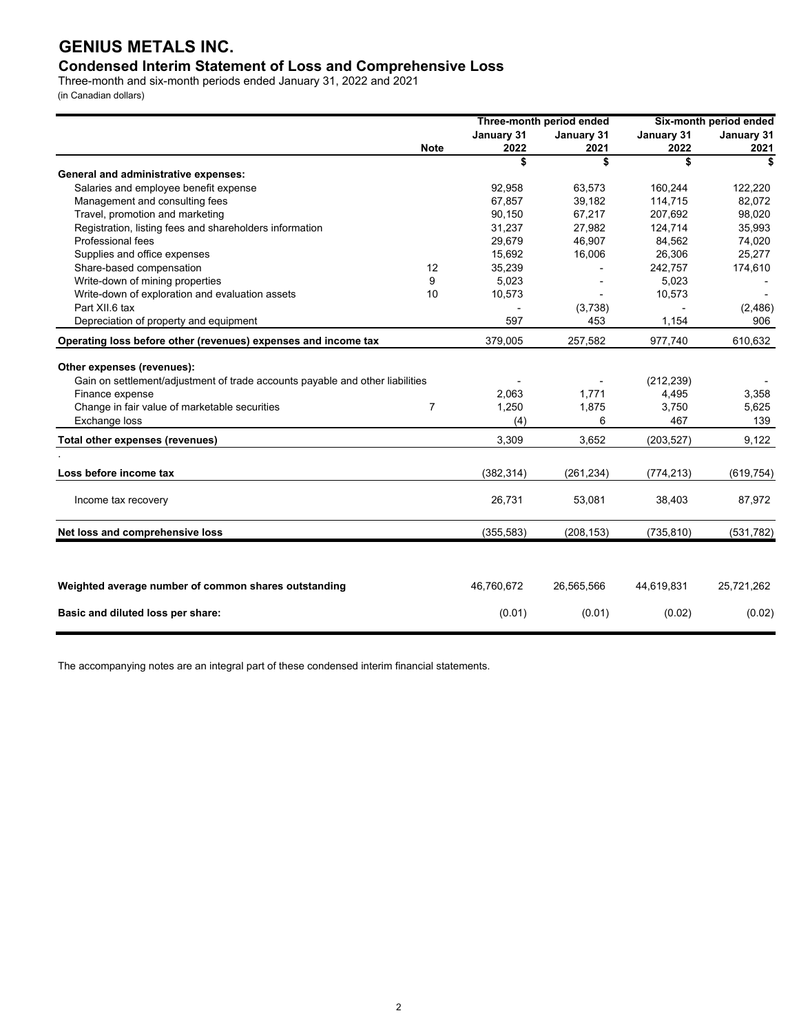# GENIUS METALS INC.

## Condensed Interim Statement of Loss and Comprehensive Loss

Three-month and six-month periods ended January 31, 2022 and 2021

(in Canadian dollars)

| | Note | Three-month period ended | | Six-month period ended | |
|---|---|---|---|---|---|
| | | January 31 2022 | January 31 2021 | January 31 2022 | January 31 2021 |
| | | $ | $ | $ | $ |
| **General and administrative expenses:** | | | | | |
| Salaries and employee benefit expense | | 92,958 | 63,573 | 160,244 | 122,220 |
| Management and consulting fees | | 67,857 | 39,182 | 114,715 | 82,072 |
| Travel, promotion and marketing | | 90,150 | 67,217 | 207,692 | 98,020 |
| Registration, listing fees and shareholders information | | 31,237 | 27,982 | 124,714 | 35,993 |
| Professional fees | | 29,679 | 46,907 | 84,562 | 74,020 |
| Supplies and office expenses | | 15,692 | 16,006 | 26,306 | 25,277 |
| Share-based compensation | 12 | 35,239 | - | 242,757 | 174,610 |
| Write-down of mining properties | 9 | 5,023 | - | 5,023 | - |
| Write-down of exploration and evaluation assets | 10 | 10,573 | - | 10,573 | - |
| Part XII.6 tax | | - | (3,738) | - | (2,486) |
| Depreciation of property and equipment | | 597 | 453 | 1,154 | 906 |
| **Operating loss before other (revenues) expenses and income tax** | | 379,005 | 257,582 | 977,740 | 610,632 |
| **Other expenses (revenues):** | | | | | |
| Gain on settlement/adjustment of trade accounts payable and other liabilities | | - | - | (212,239) | - |
| Finance expense | | 2,063 | 1,771 | 4,495 | 3,358 |
| Change in fair value of marketable securities | 7 | 1,250 | 1,875 | 3,750 | 5,625 |
| Exchange loss | | (4) | 6 | 467 | 139 |
| **Total other expenses (revenues)** | | 3,309 | 3,652 | (203,527) | 9,122 |
| **Loss before income tax** | | (382,314) | (261,234) | (774,213) | (619,754) |
| Income tax recovery | | 26,731 | 53,081 | 38,403 | 87,972 |
| **Net loss and comprehensive loss** | | (355,583) | (208,153) | (735,810) | (531,782) |
| **Weighted average number of common shares outstanding** | | 46,760,672 | 26,565,566 | 44,619,831 | 25,721,262 |
| **Basic and diluted loss per share:** | | (0.01) | (0.01) | (0.02) | (0.02) |

The accompanying notes are an integral part of these condensed interim financial statements.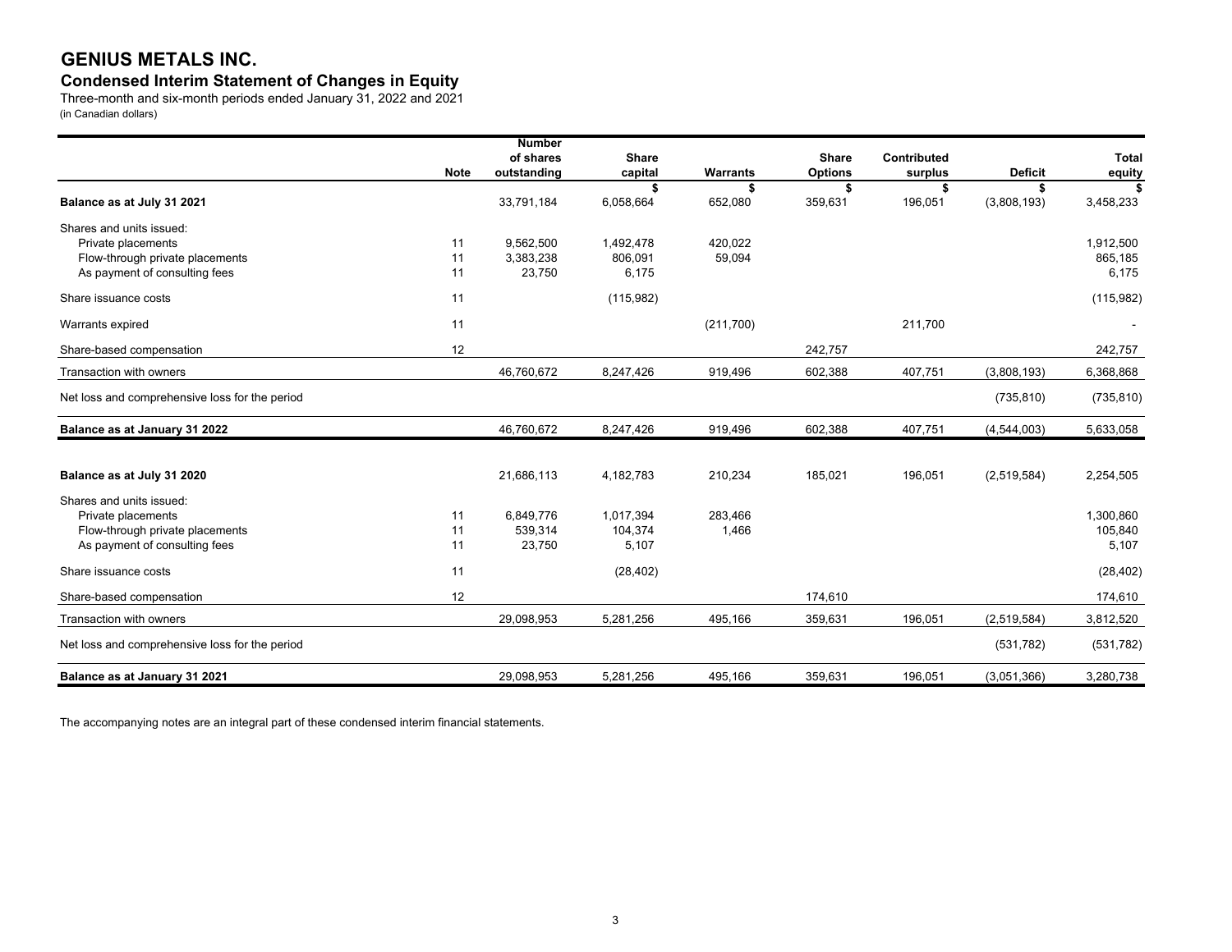# GENIUS METALS INC.

## Condensed Interim Statement of Changes in Equity

Three-month and six-month periods ended January 31, 2022 and 2021
(in Canadian dollars)

| | Note | Number of shares outstanding | Share capital | Warrants | Share Options | Contributed surplus | Deficit | Total equity |
|---|---|---|---|---|---|---|---|---|
| | | | $ | $ | $ | $ | $ | $ |
| **Balance as at July 31 2021** | | 33,791,184 | 6,058,664 | 652,080 | 359,631 | 196,051 | (3,808,193) | 3,458,233 |
| Shares and units issued: | | | | | | | | |
| Private placements | 11 | 9,562,500 | 1,492,478 | 420,022 | | | | 1,912,500 |
| Flow-through private placements | 11 | 3,383,238 | 806,091 | 59,094 | | | | 865,185 |
| As payment of consulting fees | 11 | 23,750 | 6,175 | | | | | 6,175 |
| Share issuance costs | 11 | | (115,982) | | | | | (115,982) |
| Warrants expired | 11 | | | (211,700) | | 211,700 | | - |
| Share-based compensation | 12 | | | | 242,757 | | | 242,757 |
| Transaction with owners | | 46,760,672 | 8,247,426 | 919,496 | 602,388 | 407,751 | (3,808,193) | 6,368,868 |
| Net loss and comprehensive loss for the period | | | | | | | (735,810) | (735,810) |
| **Balance as at January 31 2022** | | 46,760,672 | 8,247,426 | 919,496 | 602,388 | 407,751 | (4,544,003) | 5,633,058 |
| | | | | | | | | |
| **Balance as at July 31 2020** | | 21,686,113 | 4,182,783 | 210,234 | 185,021 | 196,051 | (2,519,584) | 2,254,505 |
| Shares and units issued: | | | | | | | | |
| Private placements | 11 | 6,849,776 | 1,017,394 | 283,466 | | | | 1,300,860 |
| Flow-through private placements | 11 | 539,314 | 104,374 | 1,466 | | | | 105,840 |
| As payment of consulting fees | 11 | 23,750 | 5,107 | | | | | 5,107 |
| Share issuance costs | 11 | | (28,402) | | | | | (28,402) |
| Share-based compensation | 12 | | | | 174,610 | | | 174,610 |
| Transaction with owners | | 29,098,953 | 5,281,256 | 495,166 | 359,631 | 196,051 | (2,519,584) | 3,812,520 |
| Net loss and comprehensive loss for the period | | | | | | | (531,782) | (531,782) |
| **Balance as at January 31 2021** | | 29,098,953 | 5,281,256 | 495,166 | 359,631 | 196,051 | (3,051,366) | 3,280,738 |

The accompanying notes are an integral part of these condensed interim financial statements.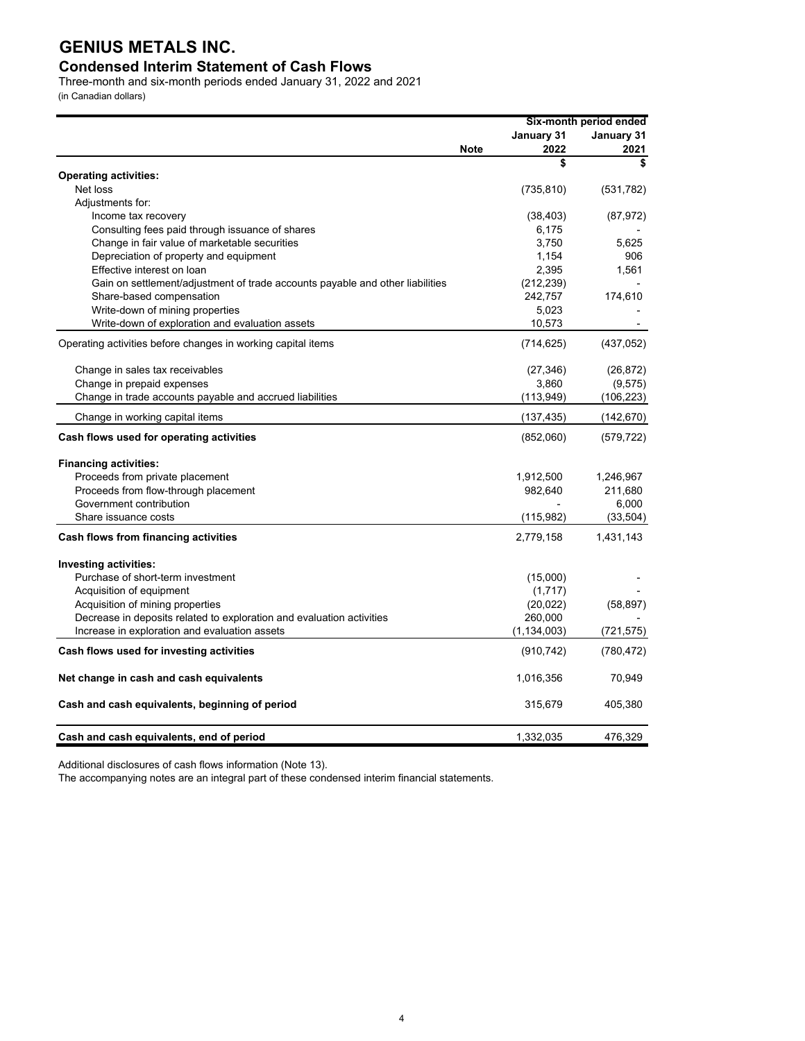# GENIUS METALS INC.

## Condensed Interim Statement of Cash Flows

Three-month and six-month periods ended January 31, 2022 and 2021

(in Canadian dollars)

| | Note | Six-month period ended | |
|---|---|---|---|
| | | January 31 2022 | January 31 2021 |
| | | $ | $ |
| **Operating activities:** | | | |
| Net loss | | (735,810) | (531,782) |
| Adjustments for: | | | |
| Income tax recovery | | (38,403) | (87,972) |
| Consulting fees paid through issuance of shares | | 6,175 | - |
| Change in fair value of marketable securities | | 3,750 | 5,625 |
| Depreciation of property and equipment | | 1,154 | 906 |
| Effective interest on loan | | 2,395 | 1,561 |
| Gain on settlement/adjustment of trade accounts payable and other liabilities | | (212,239) | - |
| Share-based compensation | | 242,757 | 174,610 |
| Write-down of mining properties | | 5,023 | - |
| Write-down of exploration and evaluation assets | | 10,573 | - |
| Operating activities before changes in working capital items | | (714,625) | (437,052) |
| Change in sales tax receivables | | (27,346) | (26,872) |
| Change in prepaid expenses | | 3,860 | (9,575) |
| Change in trade accounts payable and accrued liabilities | | (113,949) | (106,223) |
| Change in working capital items | | (137,435) | (142,670) |
| **Cash flows used for operating activities** | | (852,060) | (579,722) |
| **Financing activities:** | | | |
| Proceeds from private placement | | 1,912,500 | 1,246,967 |
| Proceeds from flow-through placement | | 982,640 | 211,680 |
| Government contribution | | - | 6,000 |
| Share issuance costs | | (115,982) | (33,504) |
| **Cash flows from financing activities** | | 2,779,158 | 1,431,143 |
| **Investing activities:** | | | |
| Purchase of short-term investment | | (15,000) | - |
| Acquisition of equipment | | (1,717) | - |
| Acquisition of mining properties | | (20,022) | (58,897) |
| Decrease in deposits related to exploration and evaluation activities | | 260,000 | - |
| Increase in exploration and evaluation assets | | (1,134,003) | (721,575) |
| **Cash flows used for investing activities** | | (910,742) | (780,472) |
| **Net change in cash and cash equivalents** | | 1,016,356 | 70,949 |
| **Cash and cash equivalents, beginning of period** | | 315,679 | 405,380 |
| **Cash and cash equivalents, end of period** | | 1,332,035 | 476,329 |

Additional disclosures of cash flows information (Note 13).

The accompanying notes are an integral part of these condensed interim financial statements.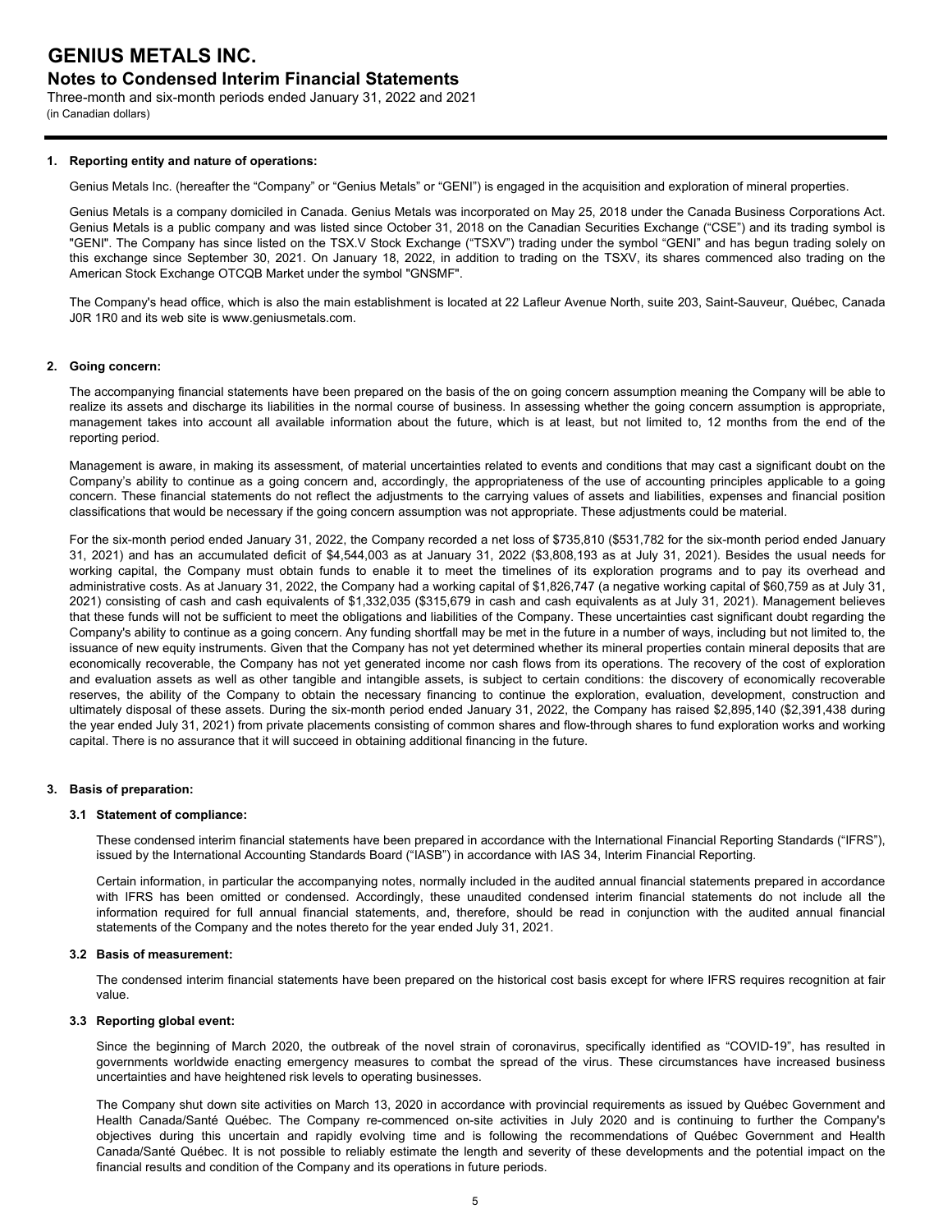# GENIUS METALS INC.

## Notes to Condensed Interim Financial Statements

Three-month and six-month periods ended January 31, 2022 and 2021
(in Canadian dollars)

### 1. Reporting entity and nature of operations:

Genius Metals Inc. (hereafter the "Company" or "Genius Metals" or "GENI") is engaged in the acquisition and exploration of mineral properties.

Genius Metals is a company domiciled in Canada. Genius Metals was incorporated on May 25, 2018 under the Canada Business Corporations Act. Genius Metals is a public company and was listed since October 31, 2018 on the Canadian Securities Exchange ("CSE") and its trading symbol is "GENI". The Company has since listed on the TSX.V Stock Exchange ("TSXV") trading under the symbol "GENI" and has begun trading solely on this exchange since September 30, 2021. On January 18, 2022, in addition to trading on the TSXV, its shares commenced also trading on the American Stock Exchange OTCQB Market under the symbol "GNSMF".

The Company's head office, which is also the main establishment is located at 22 Lafleur Avenue North, suite 203, Saint-Sauveur, Québec, Canada J0R 1R0 and its web site is www.geniusmetals.com.

### 2. Going concern:

The accompanying financial statements have been prepared on the basis of the on going concern assumption meaning the Company will be able to realize its assets and discharge its liabilities in the normal course of business. In assessing whether the going concern assumption is appropriate, management takes into account all available information about the future, which is at least, but not limited to, 12 months from the end of the reporting period.

Management is aware, in making its assessment, of material uncertainties related to events and conditions that may cast a significant doubt on the Company's ability to continue as a going concern and, accordingly, the appropriateness of the use of accounting principles applicable to a going concern. These financial statements do not reflect the adjustments to the carrying values of assets and liabilities, expenses and financial position classifications that would be necessary if the going concern assumption was not appropriate. These adjustments could be material.

For the six-month period ended January 31, 2022, the Company recorded a net loss of $735,810 ($531,782 for the six-month period ended January 31, 2021) and has an accumulated deficit of $4,544,003 as at January 31, 2022 ($3,808,193 as at July 31, 2021). Besides the usual needs for working capital, the Company must obtain funds to enable it to meet the timelines of its exploration programs and to pay its overhead and administrative costs. As at January 31, 2022, the Company had a working capital of $1,826,747 (a negative working capital of $60,759 as at July 31, 2021) consisting of cash and cash equivalents of $1,332,035 ($315,679 in cash and cash equivalents as at July 31, 2021). Management believes that these funds will not be sufficient to meet the obligations and liabilities of the Company. These uncertainties cast significant doubt regarding the Company's ability to continue as a going concern. Any funding shortfall may be met in the future in a number of ways, including but not limited to, the issuance of new equity instruments. Given that the Company has not yet determined whether its mineral properties contain mineral deposits that are economically recoverable, the Company has not yet generated income nor cash flows from its operations. The recovery of the cost of exploration and evaluation assets as well as other tangible and intangible assets, is subject to certain conditions: the discovery of economically recoverable reserves, the ability of the Company to obtain the necessary financing to continue the exploration, evaluation, development, construction and ultimately disposal of these assets. During the six-month period ended January 31, 2022, the Company has raised $2,895,140 ($2,391,438 during the year ended July 31, 2021) from private placements consisting of common shares and flow-through shares to fund exploration works and working capital. There is no assurance that it will succeed in obtaining additional financing in the future.

### 3. Basis of preparation:

#### 3.1 Statement of compliance:

These condensed interim financial statements have been prepared in accordance with the International Financial Reporting Standards ("IFRS"), issued by the International Accounting Standards Board ("IASB") in accordance with IAS 34, Interim Financial Reporting.

Certain information, in particular the accompanying notes, normally included in the audited annual financial statements prepared in accordance with IFRS has been omitted or condensed. Accordingly, these unaudited condensed interim financial statements do not include all the information required for full annual financial statements, and, therefore, should be read in conjunction with the audited annual financial statements of the Company and the notes thereto for the year ended July 31, 2021.

#### 3.2 Basis of measurement:

The condensed interim financial statements have been prepared on the historical cost basis except for where IFRS requires recognition at fair value.

#### 3.3 Reporting global event:

Since the beginning of March 2020, the outbreak of the novel strain of coronavirus, specifically identified as "COVID-19", has resulted in governments worldwide enacting emergency measures to combat the spread of the virus. These circumstances have increased business uncertainties and have heightened risk levels to operating businesses.

The Company shut down site activities on March 13, 2020 in accordance with provincial requirements as issued by Québec Government and Health Canada/Santé Québec. The Company re-commenced on-site activities in July 2020 and is continuing to further the Company's objectives during this uncertain and rapidly evolving time and is following the recommendations of Québec Government and Health Canada/Santé Québec. It is not possible to reliably estimate the length and severity of these developments and the potential impact on the financial results and condition of the Company and its operations in future periods.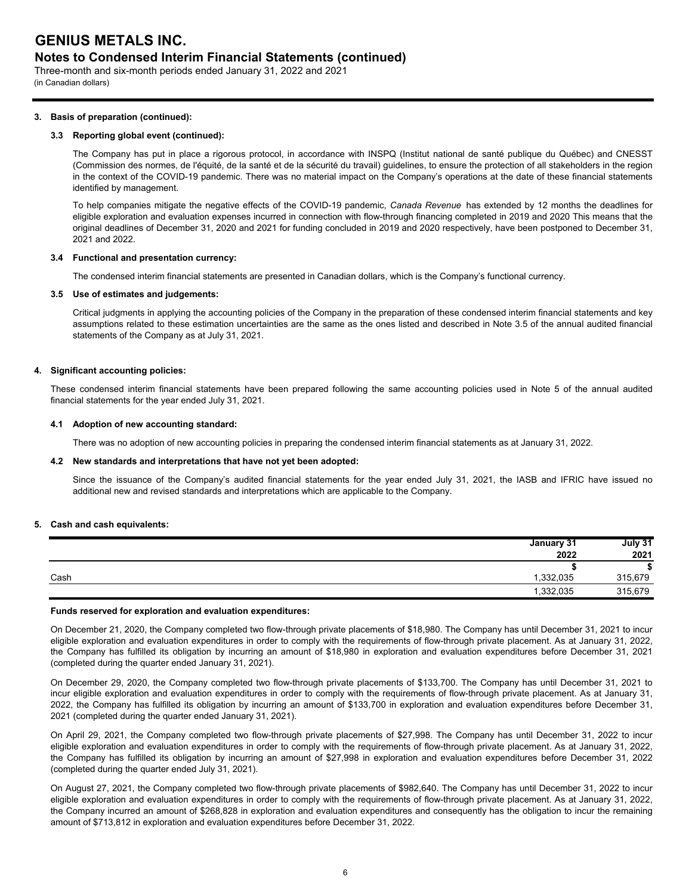**3. Basis of preparation (continued):**

**3.3 Reporting global event (continued):**

The Company has put in place a rigorous protocol, in accordance with INSPQ (Institut national de santé publique du Québec) and CNESST (Commission des normes, de l'équité, de la santé et de la sécurité du travail) guidelines, to ensure the protection of all stakeholders in the region in the context of the COVID-19 pandemic. There was no material impact on the Company's operations at the date of these financial statements identified by management.

To help companies mitigate the negative effects of the COVID-19 pandemic, *Canada Revenue* has extended by 12 months the deadlines for eligible exploration and evaluation expenses incurred in connection with flow-through financing completed in 2019 and 2020 This means that the original deadlines of December 31, 2020 and 2021 for funding concluded in 2019 and 2020 respectively, have been postponed to December 31, 2021 and 2022.

**3.4 Functional and presentation currency:**

The condensed interim financial statements are presented in Canadian dollars, which is the Company's functional currency.

**3.5 Use of estimates and judgements:**

Critical judgments in applying the accounting policies of the Company in the preparation of these condensed interim financial statements and key assumptions related to these estimation uncertainties are the same as the ones listed and described in Note 3.5 of the annual audited financial statements of the Company as at July 31, 2021.

**4. Significant accounting policies:**

These condensed interim financial statements have been prepared following the same accounting policies used in Note 5 of the annual audited financial statements for the year ended July 31, 2021.

**4.1 Adoption of new accounting standard:**

There was no adoption of new accounting policies in preparing the condensed interim financial statements as at January 31, 2022.

**4.2 New standards and interpretations that have not yet been adopted:**

Since the issuance of the Company's audited financial statements for the year ended July 31, 2021, the IASB and IFRIC have issued no additional new and revised standards and interpretations which are applicable to the Company.

**5. Cash and cash equivalents:**

| | January 31 2022 | July 31 2021 |
|---|---|---|
| | $ | $ |
| Cash | 1,332,035 | 315,679 |
| | 1,332,035 | 315,679 |

**Funds reserved for exploration and evaluation expenditures:**

On December 21, 2020, the Company completed two flow-through private placements of $18,980. The Company has until December 31, 2021 to incur eligible exploration and evaluation expenditures in order to comply with the requirements of flow-through private placement. As at January 31, 2022, the Company has fulfilled its obligation by incurring an amount of $18,980 in exploration and evaluation expenditures before December 31, 2021 (completed during the quarter ended January 31, 2021).

On December 29, 2020, the Company completed two flow-through private placements of $133,700. The Company has until December 31, 2021 to incur eligible exploration and evaluation expenditures in order to comply with the requirements of flow-through private placement. As at January 31, 2022, the Company has fulfilled its obligation by incurring an amount of $133,700 in exploration and evaluation expenditures before December 31, 2021 (completed during the quarter ended January 31, 2021).

On April 29, 2021, the Company completed two flow-through private placements of $27,998. The Company has until December 31, 2022 to incur eligible exploration and evaluation expenditures in order to comply with the requirements of flow-through private placement. As at January 31, 2022, the Company has fulfilled its obligation by incurring an amount of $27,998 in exploration and evaluation expenditures before December 31, 2022 (completed during the quarter ended July 31, 2021).

On August 27, 2021, the Company completed two flow-through private placements of $982,640. The Company has until December 31, 2022 to incur eligible exploration and evaluation expenditures in order to comply with the requirements of flow-through private placement. As at January 31, 2022, the Company incurred an amount of $268,828 in exploration and evaluation expenditures and consequently has the obligation to incur the remaining amount of $713,812 in exploration and evaluation expenditures before December 31, 2022.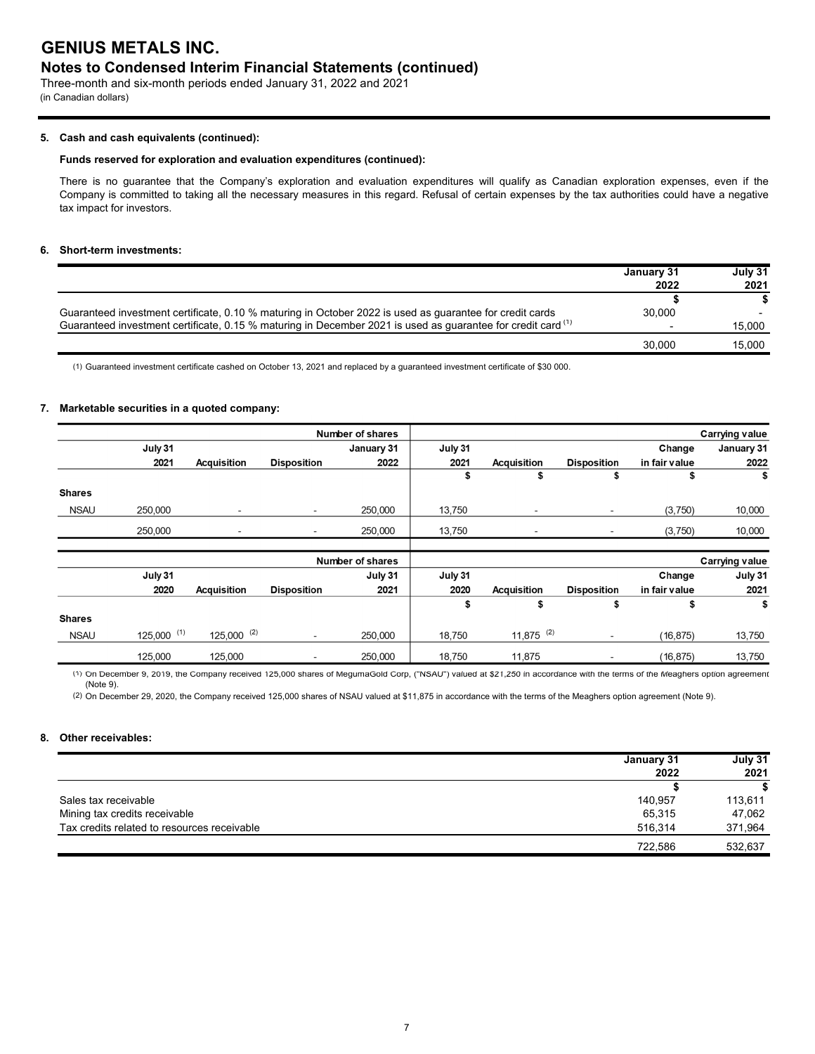## 5. Cash and cash equivalents (continued):

### Funds reserved for exploration and evaluation expenditures (continued):

There is no guarantee that the Company's exploration and evaluation expenditures will qualify as Canadian exploration expenses, even if the Company is committed to taking all the necessary measures in this regard. Refusal of certain expenses by the tax authorities could have a negative tax impact for investors.

## 6. Short-term investments:

| | January 31 2022 | July 31 2021 |
|---|---|---|
| | $ | $ |
| Guaranteed investment certificate, 0.10 % maturing in October 2022 is used as guarantee for credit cards | 30,000 | - |
| Guaranteed investment certificate, 0.15 % maturing in December 2021 is used as guarantee for credit card [(1)] | - | 15,000 |
| | 30,000 | 15,000 |

(1) Guaranteed investment certificate cashed on October 13, 2021 and replaced by a guaranteed investment certificate of $30 000.

## 7. Marketable securities in a quoted company:

| | Number of shares | | | | Carrying value | | | | |
|---|---|---|---|---|---|---|---|---|---|
| | July 31 2021 | Acquisition | Disposition | January 31 2022 | July 31 2021 | Acquisition | Disposition | Change in fair value | January 31 2022 |
| | | | | | $ | $ | $ | $ | $ |
| **Shares** | | | | | | | | | |
| NSAU | 250,000 | - | - | 250,000 | 13,750 | - | - | (3,750) | 10,000 |
| | 250,000 | - | - | 250,000 | 13,750 | - | - | (3,750) | 10,000 |

| | Number of shares | | | | Carrying value | | | | |
|---|---|---|---|---|---|---|---|---|---|
| | July 31 2020 | Acquisition | Disposition | July 31 2021 | July 31 2020 | Acquisition | Disposition | Change in fair value | July 31 2021 |
| | | | | | $ | $ | $ | $ | $ |
| **Shares** | | | | | | | | | |
| NSAU | 125,000 [(1)] | 125,000 [(2)] | - | 250,000 | 18,750 | 11,875 [(2)] | - | (16,875) | 13,750 |
| | 125,000 | 125,000 | - | 250,000 | 18,750 | 11,875 | - | (16,875) | 13,750 |

(1) On December 9, 2019, the Company received 125,000 shares of MegumaGold Corp, ("NSAU") valued at $21,250 in accordance with the terms of the Meaghers option agreement (Note 9).

(2) On December 29, 2020, the Company received 125,000 shares of NSAU valued at $11,875 in accordance with the terms of the Meaghers option agreement (Note 9).

## 8. Other receivables:

| | January 31 2022 | July 31 2021 |
|---|---|---|
| | $ | $ |
| Sales tax receivable | 140,957 | 113,611 |
| Mining tax credits receivable | 65,315 | 47,062 |
| Tax credits related to resources receivable | 516,314 | 371,964 |
| | 722,586 | 532,637 |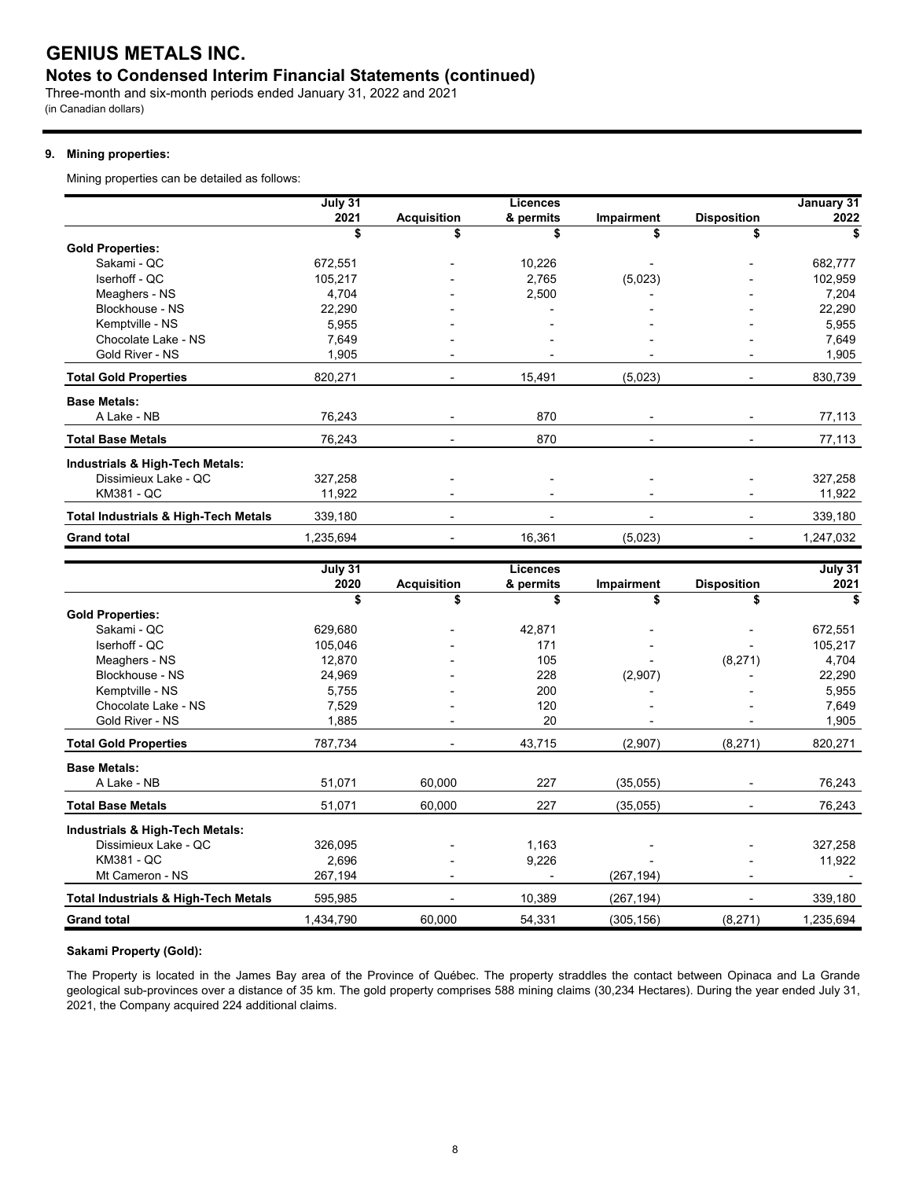# GENIUS METALS INC.

## Notes to Condensed Interim Financial Statements (continued)

Three-month and six-month periods ended January 31, 2022 and 2021
(in Canadian dollars)

### 9. Mining properties:

Mining properties can be detailed as follows:

| | July 31 2021 | Acquisition | Licences & permits | Impairment | Disposition | January 31 2022 |
|---|---|---|---|---|---|---|
| | $ | $ | $ | $ | $ | $ |
| **Gold Properties:** | | | | | | |
| Sakami - QC | 672,551 | - | 10,226 | - | - | 682,777 |
| Iserhoff - QC | 105,217 | - | 2,765 | (5,023) | - | 102,959 |
| Meaghers - NS | 4,704 | - | 2,500 | - | - | 7,204 |
| Blockhouse - NS | 22,290 | - | - | - | - | 22,290 |
| Kemptville - NS | 5,955 | - | - | - | - | 5,955 |
| Chocolate Lake - NS | 7,649 | - | - | - | - | 7,649 |
| Gold River - NS | 1,905 | - | - | - | - | 1,905 |
| **Total Gold Properties** | 820,271 | - | 15,491 | (5,023) | - | 830,739 |
| **Base Metals:** | | | | | | |
| A Lake - NB | 76,243 | - | 870 | - | - | 77,113 |
| **Total Base Metals** | 76,243 | - | 870 | - | - | 77,113 |
| **Industrials & High-Tech Metals:** | | | | | | |
| Dissimieux Lake - QC | 327,258 | - | - | - | - | 327,258 |
| KM381 - QC | 11,922 | - | - | - | - | 11,922 |
| **Total Industrials & High-Tech Metals** | 339,180 | - | - | - | - | 339,180 |
| **Grand total** | 1,235,694 | - | 16,361 | (5,023) | - | 1,247,032 |

| | July 31 2020 | Acquisition | Licences & permits | Impairment | Disposition | July 31 2021 |
|---|---|---|---|---|---|---|
| | $ | $ | $ | $ | $ | $ |
| **Gold Properties:** | | | | | | |
| Sakami - QC | 629,680 | - | 42,871 | - | - | 672,551 |
| Iserhoff - QC | 105,046 | - | 171 | - | - | 105,217 |
| Meaghers - NS | 12,870 | - | 105 | - | (8,271) | 4,704 |
| Blockhouse - NS | 24,969 | - | 228 | (2,907) | - | 22,290 |
| Kemptville - NS | 5,755 | - | 200 | - | - | 5,955 |
| Chocolate Lake - NS | 7,529 | - | 120 | - | - | 7,649 |
| Gold River - NS | 1,885 | - | 20 | - | - | 1,905 |
| **Total Gold Properties** | 787,734 | - | 43,715 | (2,907) | (8,271) | 820,271 |
| **Base Metals:** | | | | | | |
| A Lake - NB | 51,071 | 60,000 | 227 | (35,055) | - | 76,243 |
| **Total Base Metals** | 51,071 | 60,000 | 227 | (35,055) | - | 76,243 |
| **Industrials & High-Tech Metals:** | | | | | | |
| Dissimieux Lake - QC | 326,095 | - | 1,163 | - | - | 327,258 |
| KM381 - QC | 2,696 | - | 9,226 | - | - | 11,922 |
| Mt Cameron - NS | 267,194 | - | - | (267,194) | - | - |
| **Total Industrials & High-Tech Metals** | 595,985 | - | 10,389 | (267,194) | - | 339,180 |
| **Grand total** | 1,434,790 | 60,000 | 54,331 | (305,156) | (8,271) | 1,235,694 |

**Sakami Property (Gold):**

The Property is located in the James Bay area of the Province of Québec. The property straddles the contact between Opinaca and La Grande geological sub-provinces over a distance of 35 km. The gold property comprises 588 mining claims (30,234 Hectares). During the year ended July 31, 2021, the Company acquired 224 additional claims.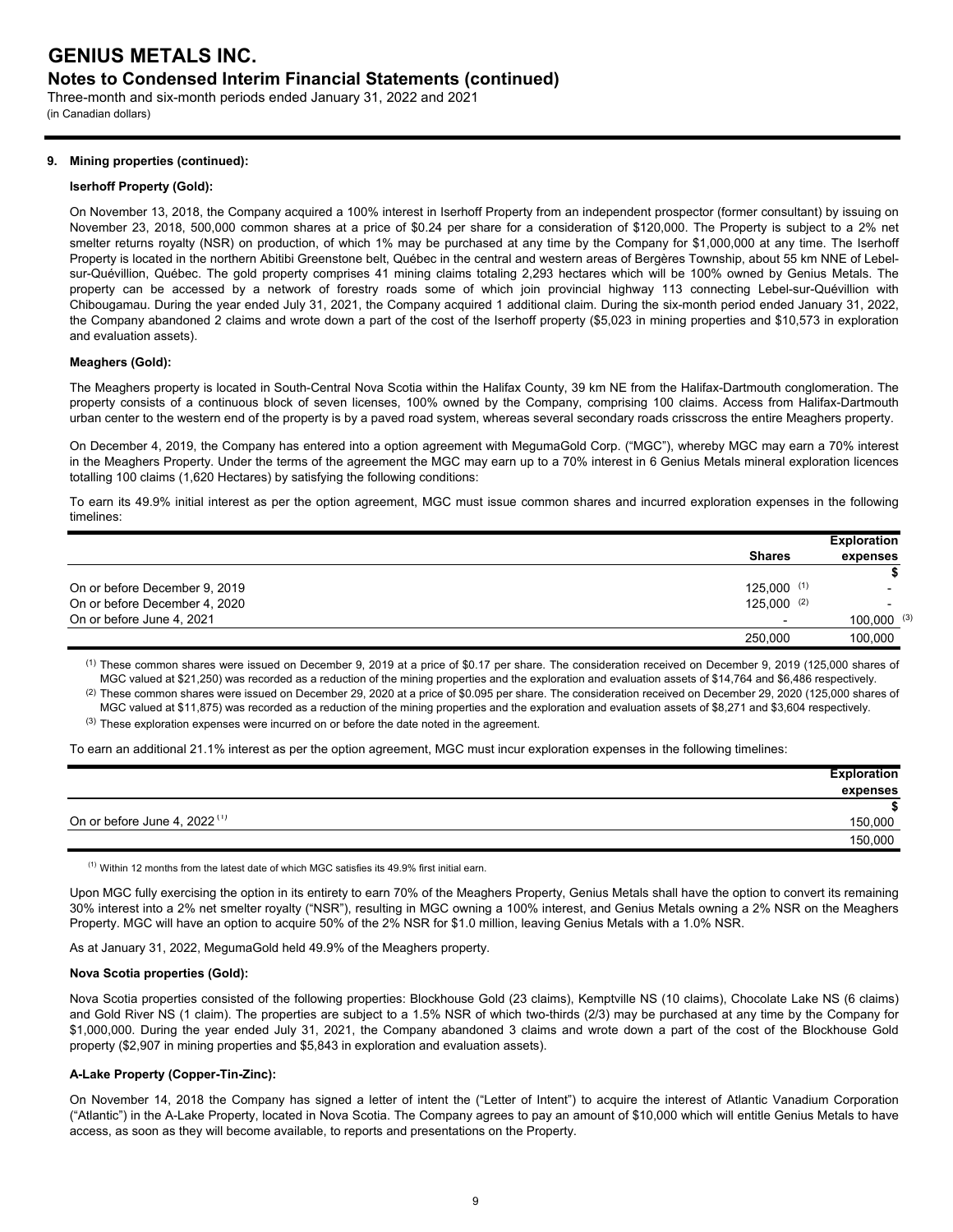## 9. Mining properties (continued):

### Iserhoff Property (Gold):

On November 13, 2018, the Company acquired a 100% interest in Iserhoff Property from an independent prospector (former consultant) by issuing on November 23, 2018, 500,000 common shares at a price of $0.24 per share for a consideration of $120,000. The Property is subject to a 2% net smelter returns royalty (NSR) on production, of which 1% may be purchased at any time by the Company for $1,000,000 at any time. The Iserhoff Property is located in the northern Abitibi Greenstone belt, Québec in the central and western areas of Bergères Township, about 55 km NNE of Lebel-sur-Quévillion, Québec. The gold property comprises 41 mining claims totaling 2,293 hectares which will be 100% owned by Genius Metals. The property can be accessed by a network of forestry roads some of which join provincial highway 113 connecting Lebel-sur-Quévillion with Chibougamau. During the year ended July 31, 2021, the Company acquired 1 additional claim. During the six-month period ended January 31, 2022, the Company abandoned 2 claims and wrote down a part of the cost of the Iserhoff property ($5,023 in mining properties and $10,573 in exploration and evaluation assets).

### Meaghers (Gold):

The Meaghers property is located in South-Central Nova Scotia within the Halifax County, 39 km NE from the Halifax-Dartmouth conglomeration. The property consists of a continuous block of seven licenses, 100% owned by the Company, comprising 100 claims. Access from Halifax-Dartmouth urban center to the western end of the property is by a paved road system, whereas several secondary roads crisscross the entire Meaghers property.

On December 4, 2019, the Company has entered into a option agreement with MegumaGold Corp. ("MGC"), whereby MGC may earn a 70% interest in the Meaghers Property. Under the terms of the agreement the MGC may earn up to a 70% interest in 6 Genius Metals mineral exploration licences totalling 100 claims (1,620 Hectares) by satisfying the following conditions:

To earn its 49.9% initial interest as per the option agreement, MGC must issue common shares and incurred exploration expenses in the following timelines:

| | Shares | Exploration expenses |
|---|---|---|
| | | $ |
| On or before December 9, 2019 | 125,000 [(1)] | - |
| On or before December 4, 2020 | 125,000 [(2)] | - |
| On or before June 4, 2021 | - | 100,000 [(3)] |
| | 250,000 | 100,000 |

(1) These common shares were issued on December 9, 2019 at a price of $0.17 per share. The consideration received on December 9, 2019 (125,000 shares of MGC valued at $21,250) was recorded as a reduction of the mining properties and the exploration and evaluation assets of $14,764 and $6,486 respectively.

(2) These common shares were issued on December 29, 2020 at a price of $0.095 per share. The consideration received on December 29, 2020 (125,000 shares of MGC valued at $11,875) was recorded as a reduction of the mining properties and the exploration and evaluation assets of $8,271 and $3,604 respectively.

(3) These exploration expenses were incurred on or before the date noted in the agreement.

To earn an additional 21.1% interest as per the option agreement, MGC must incur exploration expenses in the following timelines:

| | Exploration expenses |
|---|---|
| | $ |
| On or before June 4, 2022 [(1)] | 150,000 |
| | 150,000 |

(1) Within 12 months from the latest date of which MGC satisfies its 49.9% first initial earn.

Upon MGC fully exercising the option in its entirety to earn 70% of the Meaghers Property, Genius Metals shall have the option to convert its remaining 30% interest into a 2% net smelter royalty ("NSR"), resulting in MGC owning a 100% interest, and Genius Metals owning a 2% NSR on the Meaghers Property. MGC will have an option to acquire 50% of the 2% NSR for $1.0 million, leaving Genius Metals with a 1.0% NSR.

As at January 31, 2022, MegumaGold held 49.9% of the Meaghers property.

### Nova Scotia properties (Gold):

Nova Scotia properties consisted of the following properties: Blockhouse Gold (23 claims), Kemptville NS (10 claims), Chocolate Lake NS (6 claims) and Gold River NS (1 claim). The properties are subject to a 1.5% NSR of which two-thirds (2/3) may be purchased at any time by the Company for $1,000,000. During the year ended July 31, 2021, the Company abandoned 3 claims and wrote down a part of the cost of the Blockhouse Gold property ($2,907 in mining properties and $5,843 in exploration and evaluation assets).

### A-Lake Property (Copper-Tin-Zinc):

On November 14, 2018 the Company has signed a letter of intent the ("Letter of Intent") to acquire the interest of Atlantic Vanadium Corporation ("Atlantic") in the A-Lake Property, located in Nova Scotia. The Company agrees to pay an amount of $10,000 which will entitle Genius Metals to have access, as soon as they will become available, to reports and presentations on the Property.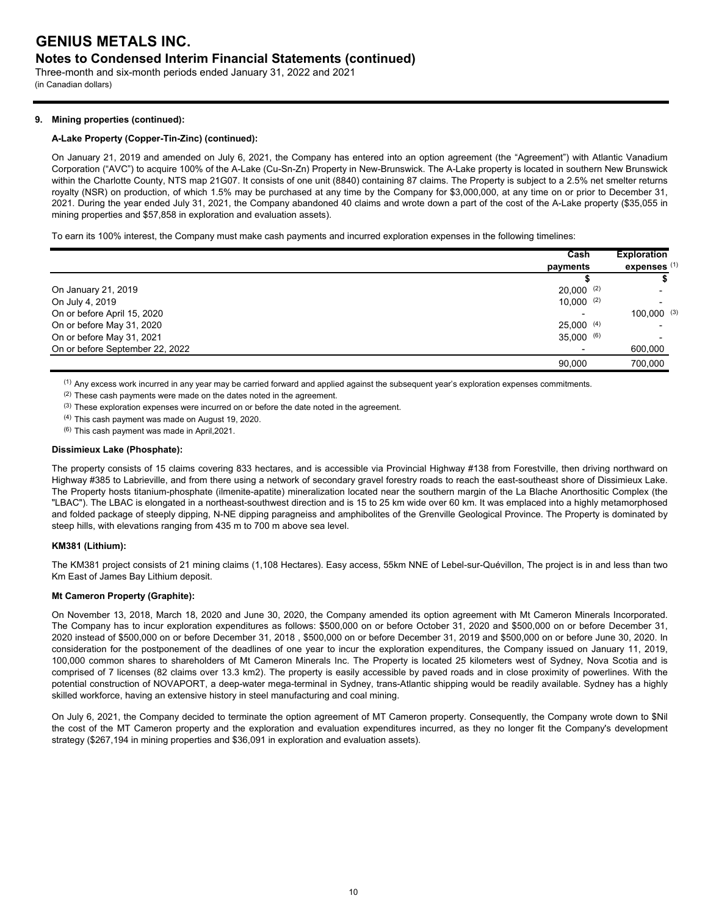## 9. Mining properties (continued):

### A-Lake Property (Copper-Tin-Zinc) (continued):

On January 21, 2019 and amended on July 6, 2021, the Company has entered into an option agreement (the "Agreement") with Atlantic Vanadium Corporation ("AVC") to acquire 100% of the A-Lake (Cu-Sn-Zn) Property in New-Brunswick. The A-Lake property is located in southern New Brunswick within the Charlotte County, NTS map 21G07. It consists of one unit (8840) containing 87 claims. The Property is subject to a 2.5% net smelter returns royalty (NSR) on production, of which 1.5% may be purchased at any time by the Company for $3,000,000, at any time on or prior to December 31, 2021. During the year ended July 31, 2021, the Company abandoned 40 claims and wrote down a part of the cost of the A-Lake property ($35,055 in mining properties and $57,858 in exploration and evaluation assets).

To earn its 100% interest, the Company must make cash payments and incurred exploration expenses in the following timelines:

| | Cash payments | Exploration expenses [(1)] |
|---|---|---|
| | $ | $ |
| On January 21, 2019 | 20,000 [(2)] | - |
| On July 4, 2019 | 10,000 [(2)] | - |
| On or before April 15, 2020 | - | 100,000 [(3)] |
| On or before May 31, 2020 | 25,000 [(4)] | - |
| On or before May 31, 2021 | 35,000 [(6)] | - |
| On or before September 22, 2022 | - | 600,000 |
| | 90,000 | 700,000 |

[(1)] Any excess work incurred in any year may be carried forward and applied against the subsequent year's exploration expenses commitments.

[(2)] These cash payments were made on the dates noted in the agreement.

[(3)] These exploration expenses were incurred on or before the date noted in the agreement.

[(4)] This cash payment was made on August 19, 2020.

[(6)] This cash payment was made in April,2021.

### Dissimieux Lake (Phosphate):

The property consists of 15 claims covering 833 hectares, and is accessible via Provincial Highway #138 from Forestville, then driving northward on Highway #385 to Labrieville, and from there using a network of secondary gravel forestry roads to reach the east-southeast shore of Dissimieux Lake. The Property hosts titanium-phosphate (ilmenite-apatite) mineralization located near the southern margin of the La Blache Anorthositic Complex (the "LBAC"). The LBAC is elongated in a northeast-southwest direction and is 15 to 25 km wide over 60 km. It was emplaced into a highly metamorphosed and folded package of steeply dipping, N-NE dipping paragneiss and amphibolites of the Grenville Geological Province. The Property is dominated by steep hills, with elevations ranging from 435 m to 700 m above sea level.

### KM381 (Lithium):

The KM381 project consists of 21 mining claims (1,108 Hectares). Easy access, 55km NNE of Lebel-sur-Quévillon, The project is in and less than two Km East of James Bay Lithium deposit.

### Mt Cameron Property (Graphite):

On November 13, 2018, March 18, 2020 and June 30, 2020, the Company amended its option agreement with Mt Cameron Minerals Incorporated. The Company has to incur exploration expenditures as follows: $500,000 on or before October 31, 2020 and $500,000 on or before December 31, 2020 instead of $500,000 on or before December 31, 2018 , $500,000 on or before December 31, 2019 and $500,000 on or before June 30, 2020. In consideration for the postponement of the deadlines of one year to incur the exploration expenditures, the Company issued on January 11, 2019, 100,000 common shares to shareholders of Mt Cameron Minerals Inc. The Property is located 25 kilometers west of Sydney, Nova Scotia and is comprised of 7 licenses (82 claims over 13.3 km2). The property is easily accessible by paved roads and in close proximity of powerlines. With the potential construction of NOVAPORT, a deep-water mega-terminal in Sydney, trans-Atlantic shipping would be readily available. Sydney has a highly skilled workforce, having an extensive history in steel manufacturing and coal mining.

On July 6, 2021, the Company decided to terminate the option agreement of MT Cameron property. Consequently, the Company wrote down to $Nil the cost of the MT Cameron property and the exploration and evaluation expenditures incurred, as they no longer fit the Company's development strategy ($267,194 in mining properties and $36,091 in exploration and evaluation assets).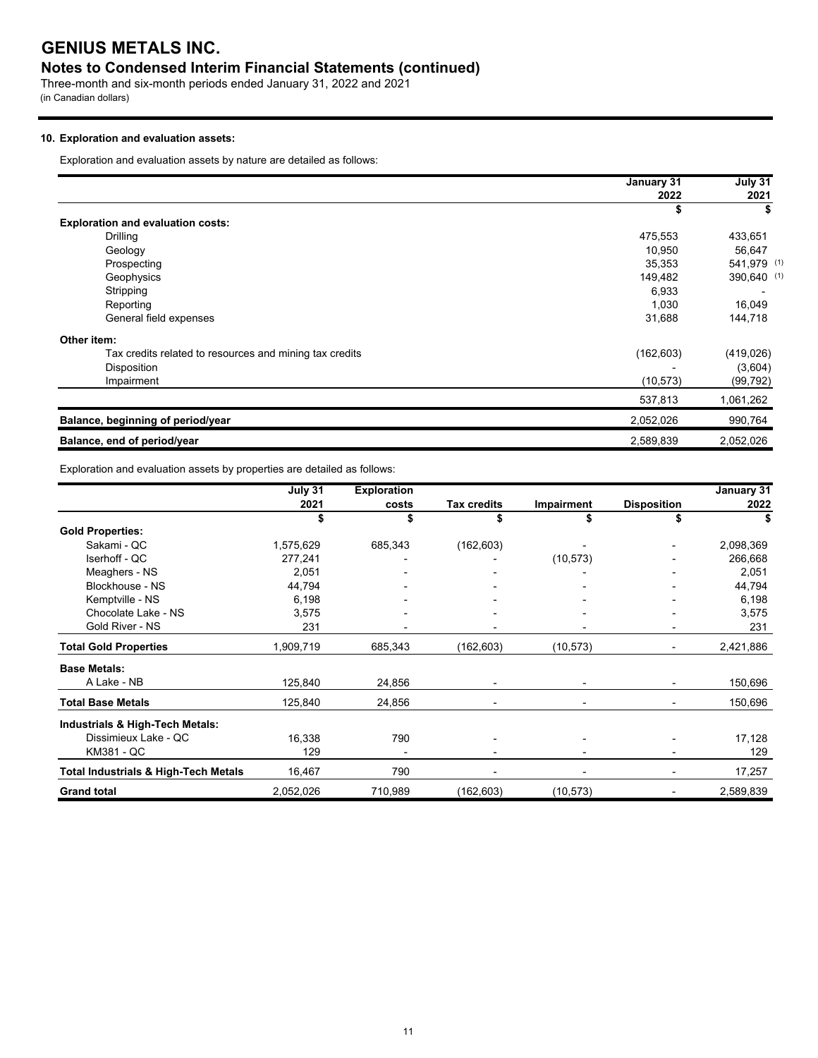# GENIUS METALS INC.

## Notes to Condensed Interim Financial Statements (continued)

Three-month and six-month periods ended January 31, 2022 and 2021
(in Canadian dollars)

### 10. Exploration and evaluation assets:

Exploration and evaluation assets by nature are detailed as follows:

| | January 31 2022 | July 31 2021 |
|---|---|---|
| | $ | $ |
| **Exploration and evaluation costs:** | | |
| Drilling | 475,553 | 433,651 |
| Geology | 10,950 | 56,647 |
| Prospecting | 35,353 | 541,979 (1) |
| Geophysics | 149,482 | 390,640 (1) |
| Stripping | 6,933 | - |
| Reporting | 1,030 | 16,049 |
| General field expenses | 31,688 | 144,718 |
| **Other item:** | | |
| Tax credits related to resources and mining tax credits | (162,603) | (419,026) |
| Disposition | - | (3,604) |
| Impairment | (10,573) | (99,792) |
| | 537,813 | 1,061,262 |
| **Balance, beginning of period/year** | 2,052,026 | 990,764 |
| **Balance, end of period/year** | 2,589,839 | 2,052,026 |

Exploration and evaluation assets by properties are detailed as follows:

| | July 31 2021 | Exploration costs | Tax credits | Impairment | Disposition | January 31 2022 |
|---|---|---|---|---|---|---|
| | $ | $ | $ | $ | $ | $ |
| **Gold Properties:** | | | | | | |
| Sakami - QC | 1,575,629 | 685,343 | (162,603) | - | - | 2,098,369 |
| Iserhoff - QC | 277,241 | - | - | (10,573) | - | 266,668 |
| Meaghers - NS | 2,051 | - | - | - | - | 2,051 |
| Blockhouse - NS | 44,794 | - | - | - | - | 44,794 |
| Kemptville - NS | 6,198 | - | - | - | - | 6,198 |
| Chocolate Lake - NS | 3,575 | - | - | - | - | 3,575 |
| Gold River - NS | 231 | - | - | - | - | 231 |
| **Total Gold Properties** | 1,909,719 | 685,343 | (162,603) | (10,573) | - | 2,421,886 |
| **Base Metals:** | | | | | | |
| A Lake - NB | 125,840 | 24,856 | - | - | - | 150,696 |
| **Total Base Metals** | 125,840 | 24,856 | - | - | - | 150,696 |
| **Industrials & High-Tech Metals:** | | | | | | |
| Dissimieux Lake - QC | 16,338 | 790 | - | - | - | 17,128 |
| KM381 - QC | 129 | - | - | - | - | 129 |
| **Total Industrials & High-Tech Metals** | 16,467 | 790 | - | - | - | 17,257 |
| **Grand total** | 2,052,026 | 710,989 | (162,603) | (10,573) | - | 2,589,839 |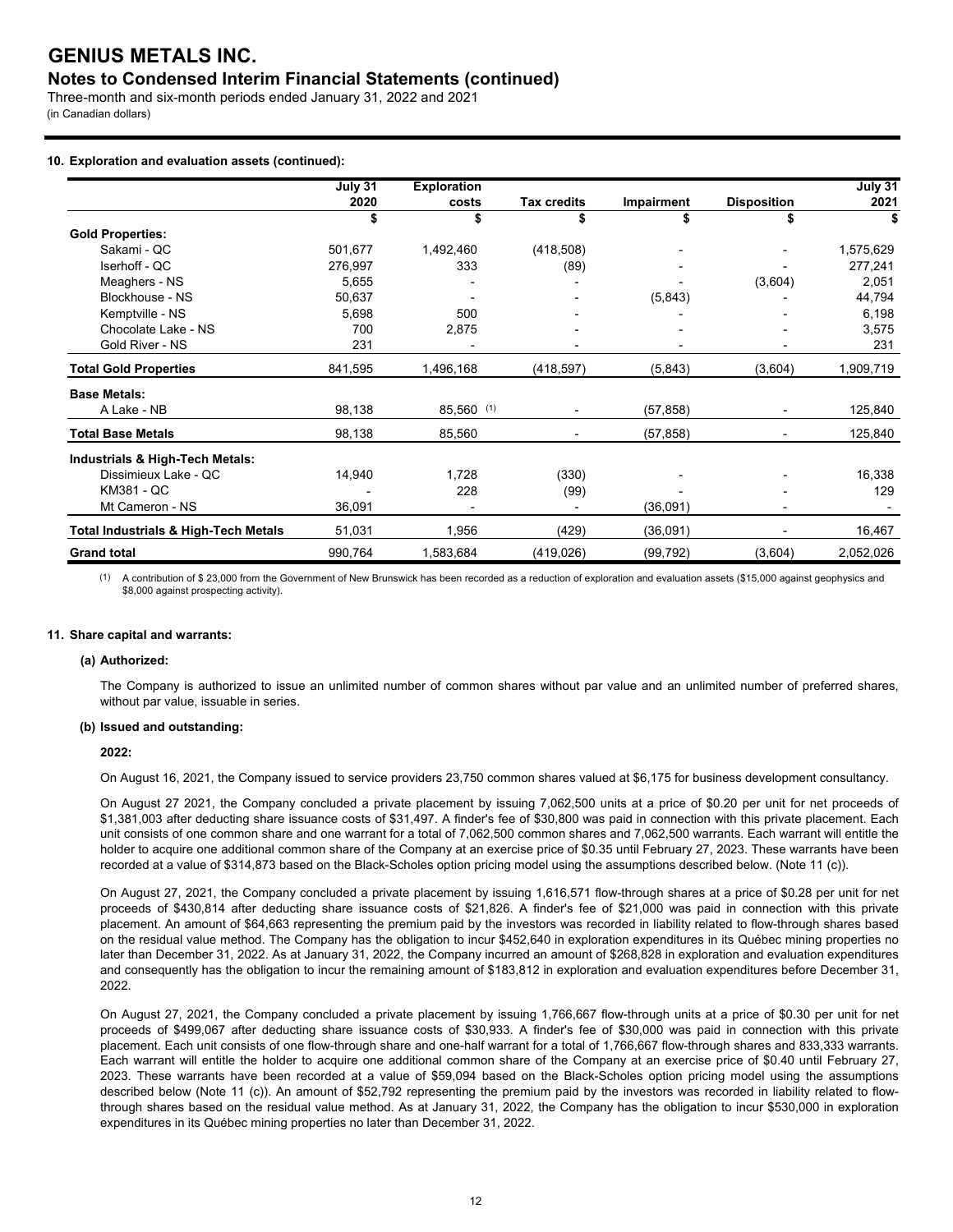## 10. Exploration and evaluation assets (continued):

| | July 31 2020 | Exploration costs | Tax credits | Impairment | Disposition | July 31 2021 |
|---|---|---|---|---|---|---|
| | $ | $ | $ | $ | $ | $ |
| **Gold Properties:** | | | | | | |
| Sakami - QC | 501,677 | 1,492,460 | (418,508) | - | - | 1,575,629 |
| Iserhoff - QC | 276,997 | 333 | (89) | - | - | 277,241 |
| Meaghers - NS | 5,655 | - | - | - | (3,604) | 2,051 |
| Blockhouse - NS | 50,637 | - | - | (5,843) | - | 44,794 |
| Kemptville - NS | 5,698 | 500 | - | - | - | 6,198 |
| Chocolate Lake - NS | 700 | 2,875 | - | - | - | 3,575 |
| Gold River - NS | 231 | - | - | - | - | 231 |
| **Total Gold Properties** | 841,595 | 1,496,168 | (418,597) | (5,843) | (3,604) | 1,909,719 |
| **Base Metals:** | | | | | | |
| A Lake - NB | 98,138 | 85,560 (1) | - | (57,858) | - | 125,840 |
| **Total Base Metals** | 98,138 | 85,560 | - | (57,858) | - | 125,840 |
| **Industrials & High-Tech Metals:** | | | | | | |
| Dissimieux Lake - QC | 14,940 | 1,728 | (330) | - | - | 16,338 |
| KM381 - QC | - | 228 | (99) | - | - | 129 |
| Mt Cameron - NS | 36,091 | - | - | (36,091) | - | - |
| **Total Industrials & High-Tech Metals** | 51,031 | 1,956 | (429) | (36,091) | - | 16,467 |
| **Grand total** | 990,764 | 1,583,684 | (419,026) | (99,792) | (3,604) | 2,052,026 |

(1) A contribution of $ 23,000 from the Government of New Brunswick has been recorded as a reduction of exploration and evaluation assets ($15,000 against geophysics and $8,000 against prospecting activity).

## 11. Share capital and warrants:

### (a) Authorized:

The Company is authorized to issue an unlimited number of common shares without par value and an unlimited number of preferred shares, without par value, issuable in series.

### (b) Issued and outstanding:

**2022:**

On August 16, 2021, the Company issued to service providers 23,750 common shares valued at $6,175 for business development consultancy.

On August 27 2021, the Company concluded a private placement by issuing 7,062,500 units at a price of $0.20 per unit for net proceeds of $1,381,003 after deducting share issuance costs of $31,497. A finder's fee of $30,800 was paid in connection with this private placement. Each unit consists of one common share and one warrant for a total of 7,062,500 common shares and 7,062,500 warrants. Each warrant will entitle the holder to acquire one additional common share of the Company at an exercise price of $0.35 until February 27, 2023. These warrants have been recorded at a value of $314,873 based on the Black-Scholes option pricing model using the assumptions described below. (Note 11 (c)).

On August 27, 2021, the Company concluded a private placement by issuing 1,616,571 flow-through shares at a price of $0.28 per unit for net proceeds of $430,814 after deducting share issuance costs of $21,826. A finder's fee of $21,000 was paid in connection with this private placement. An amount of $64,663 representing the premium paid by the investors was recorded in liability related to flow-through shares based on the residual value method. The Company has the obligation to incur $452,640 in exploration expenditures in its Québec mining properties no later than December 31, 2022. As at January 31, 2022, the Company incurred an amount of $268,828 in exploration and evaluation expenditures and consequently has the obligation to incur the remaining amount of $183,812 in exploration and evaluation expenditures before December 31, 2022.

On August 27, 2021, the Company concluded a private placement by issuing 1,766,667 flow-through units at a price of $0.30 per unit for net proceeds of $499,067 after deducting share issuance costs of $30,933. A finder's fee of $30,000 was paid in connection with this private placement. Each unit consists of one flow-through share and one-half warrant for a total of 1,766,667 flow-through shares and 833,333 warrants. Each warrant will entitle the holder to acquire one additional common share of the Company at an exercise price of $0.40 until February 27, 2023. These warrants have been recorded at a value of $59,094 based on the Black-Scholes option pricing model using the assumptions described below (Note 11 (c)). An amount of $52,792 representing the premium paid by the investors was recorded in liability related to flow-through shares based on the residual value method. As at January 31, 2022, the Company has the obligation to incur $530,000 in exploration expenditures in its Québec mining properties no later than December 31, 2022.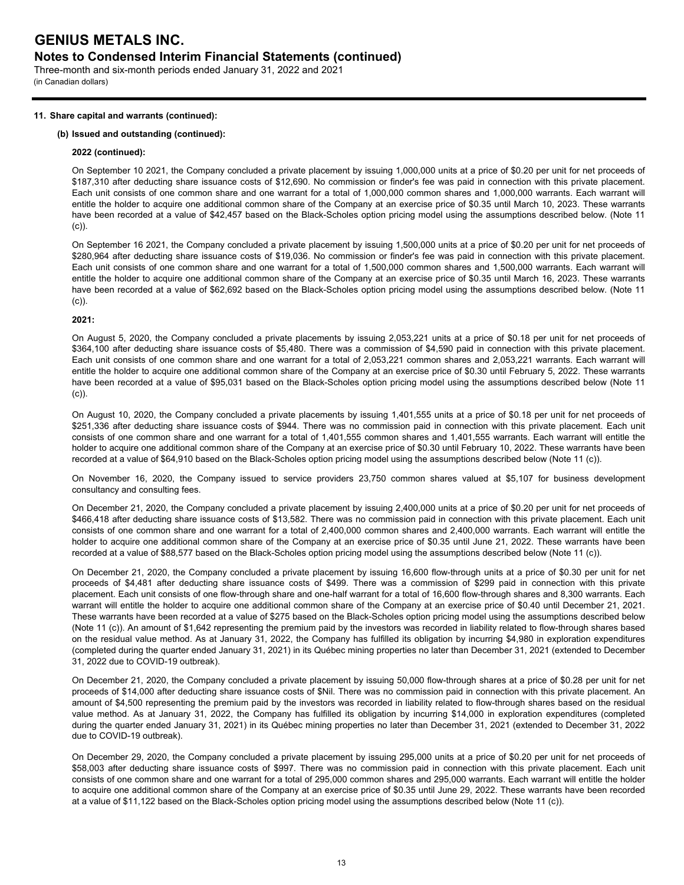**11. Share capital and warrants (continued):**

**(b) Issued and outstanding (continued):**

**2022 (continued):**

On September 10 2021, the Company concluded a private placement by issuing 1,000,000 units at a price of $0.20 per unit for net proceeds of $187,310 after deducting share issuance costs of $12,690. No commission or finder's fee was paid in connection with this private placement. Each unit consists of one common share and one warrant for a total of 1,000,000 common shares and 1,000,000 warrants. Each warrant will entitle the holder to acquire one additional common share of the Company at an exercise price of $0.35 until March 10, 2023. These warrants have been recorded at a value of $42,457 based on the Black-Scholes option pricing model using the assumptions described below. (Note 11 (c)).

On September 16 2021, the Company concluded a private placement by issuing 1,500,000 units at a price of $0.20 per unit for net proceeds of $280,964 after deducting share issuance costs of $19,036. No commission or finder's fee was paid in connection with this private placement. Each unit consists of one common share and one warrant for a total of 1,500,000 common shares and 1,500,000 warrants. Each warrant will entitle the holder to acquire one additional common share of the Company at an exercise price of $0.35 until March 16, 2023. These warrants have been recorded at a value of $62,692 based on the Black-Scholes option pricing model using the assumptions described below. (Note 11 (c)).

**2021:**

On August 5, 2020, the Company concluded a private placements by issuing 2,053,221 units at a price of $0.18 per unit for net proceeds of $364,100 after deducting share issuance costs of $5,480. There was a commission of $4,590 paid in connection with this private placement. Each unit consists of one common share and one warrant for a total of 2,053,221 common shares and 2,053,221 warrants. Each warrant will entitle the holder to acquire one additional common share of the Company at an exercise price of $0.30 until February 5, 2022. These warrants have been recorded at a value of $95,031 based on the Black-Scholes option pricing model using the assumptions described below (Note 11 (c)).

On August 10, 2020, the Company concluded a private placements by issuing 1,401,555 units at a price of $0.18 per unit for net proceeds of $251,336 after deducting share issuance costs of $944. There was no commission paid in connection with this private placement. Each unit consists of one common share and one warrant for a total of 1,401,555 common shares and 1,401,555 warrants. Each warrant will entitle the holder to acquire one additional common share of the Company at an exercise price of $0.30 until February 10, 2022. These warrants have been recorded at a value of $64,910 based on the Black-Scholes option pricing model using the assumptions described below (Note 11 (c)).

On November 16, 2020, the Company issued to service providers 23,750 common shares valued at $5,107 for business development consultancy and consulting fees.

On December 21, 2020, the Company concluded a private placement by issuing 2,400,000 units at a price of $0.20 per unit for net proceeds of $466,418 after deducting share issuance costs of $13,582. There was no commission paid in connection with this private placement. Each unit consists of one common share and one warrant for a total of 2,400,000 common shares and 2,400,000 warrants. Each warrant will entitle the holder to acquire one additional common share of the Company at an exercise price of $0.35 until June 21, 2022. These warrants have been recorded at a value of $88,577 based on the Black-Scholes option pricing model using the assumptions described below (Note 11 (c)).

On December 21, 2020, the Company concluded a private placement by issuing 16,600 flow-through units at a price of $0.30 per unit for net proceeds of $4,481 after deducting share issuance costs of $499. There was a commission of $299 paid in connection with this private placement. Each unit consists of one flow-through share and one-half warrant for a total of 16,600 flow-through shares and 8,300 warrants. Each warrant will entitle the holder to acquire one additional common share of the Company at an exercise price of $0.40 until December 21, 2021. These warrants have been recorded at a value of $275 based on the Black-Scholes option pricing model using the assumptions described below (Note 11 (c)). An amount of $1,642 representing the premium paid by the investors was recorded in liability related to flow-through shares based on the residual value method. As at January 31, 2022, the Company has fulfilled its obligation by incurring $4,980 in exploration expenditures (completed during the quarter ended January 31, 2021) in its Québec mining properties no later than December 31, 2021 (extended to December 31, 2022 due to COVID-19 outbreak).

On December 21, 2020, the Company concluded a private placement by issuing 50,000 flow-through shares at a price of $0.28 per unit for net proceeds of $14,000 after deducting share issuance costs of $Nil. There was no commission paid in connection with this private placement. An amount of $4,500 representing the premium paid by the investors was recorded in liability related to flow-through shares based on the residual value method. As at January 31, 2022, the Company has fulfilled its obligation by incurring $14,000 in exploration expenditures (completed during the quarter ended January 31, 2021) in its Québec mining properties no later than December 31, 2021 (extended to December 31, 2022 due to COVID-19 outbreak).

On December 29, 2020, the Company concluded a private placement by issuing 295,000 units at a price of $0.20 per unit for net proceeds of $58,003 after deducting share issuance costs of $997. There was no commission paid in connection with this private placement. Each unit consists of one common share and one warrant for a total of 295,000 common shares and 295,000 warrants. Each warrant will entitle the holder to acquire one additional common share of the Company at an exercise price of $0.35 until June 29, 2022. These warrants have been recorded at a value of $11,122 based on the Black-Scholes option pricing model using the assumptions described below (Note 11 (c)).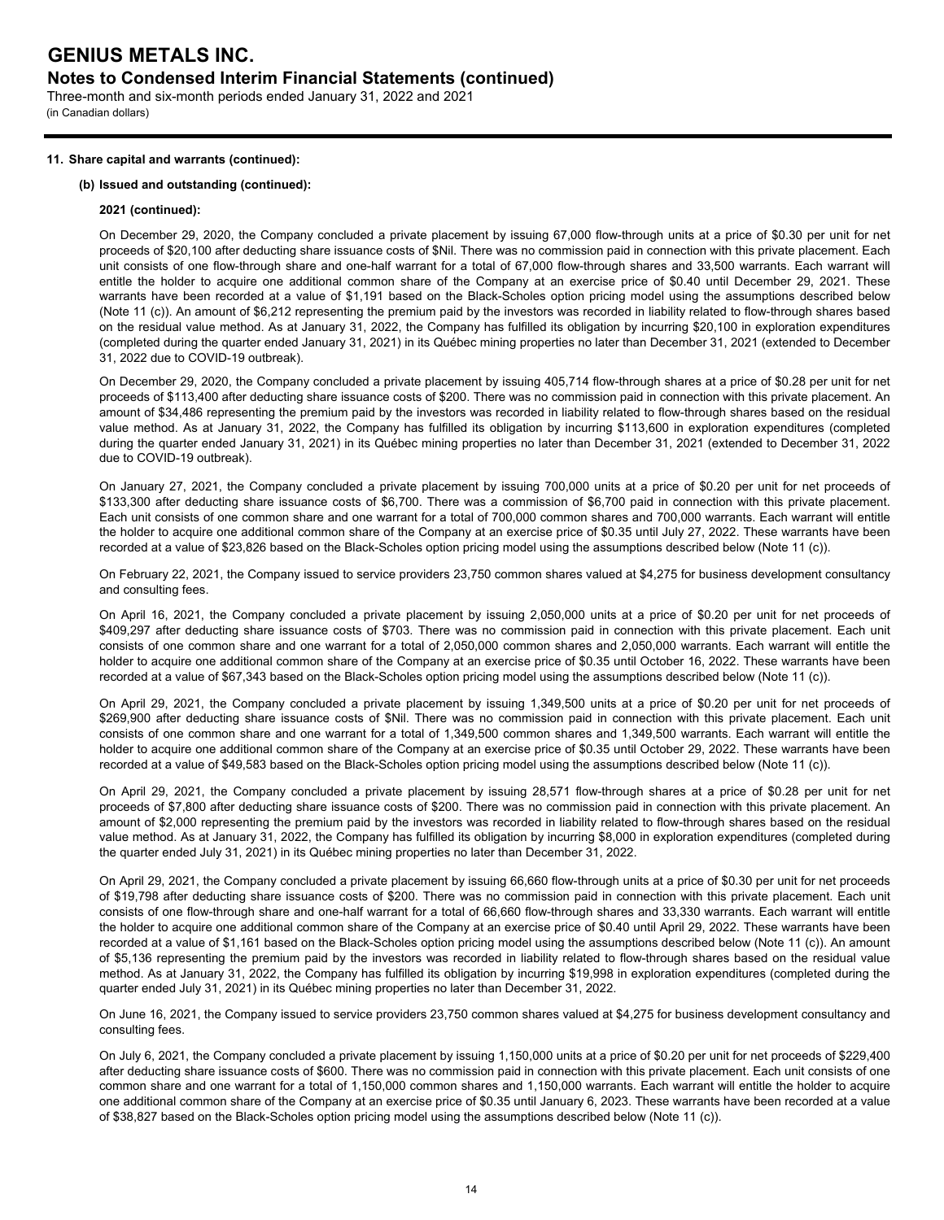#### 11. Share capital and warrants (continued):

##### (b) Issued and outstanding (continued):

**2021 (continued):**

On December 29, 2020, the Company concluded a private placement by issuing 67,000 flow-through units at a price of $0.30 per unit for net proceeds of $20,100 after deducting share issuance costs of $Nil. There was no commission paid in connection with this private placement. Each unit consists of one flow-through share and one-half warrant for a total of 67,000 flow-through shares and 33,500 warrants. Each warrant will entitle the holder to acquire one additional common share of the Company at an exercise price of $0.40 until December 29, 2021. These warrants have been recorded at a value of $1,191 based on the Black-Scholes option pricing model using the assumptions described below (Note 11 (c)). An amount of $6,212 representing the premium paid by the investors was recorded in liability related to flow-through shares based on the residual value method. As at January 31, 2022, the Company has fulfilled its obligation by incurring $20,100 in exploration expenditures (completed during the quarter ended January 31, 2021) in its Québec mining properties no later than December 31, 2021 (extended to December 31, 2022 due to COVID-19 outbreak).

On December 29, 2020, the Company concluded a private placement by issuing 405,714 flow-through shares at a price of $0.28 per unit for net proceeds of $113,400 after deducting share issuance costs of $200. There was no commission paid in connection with this private placement. An amount of $34,486 representing the premium paid by the investors was recorded in liability related to flow-through shares based on the residual value method. As at January 31, 2022, the Company has fulfilled its obligation by incurring $113,600 in exploration expenditures (completed during the quarter ended January 31, 2021) in its Québec mining properties no later than December 31, 2021 (extended to December 31, 2022 due to COVID-19 outbreak).

On January 27, 2021, the Company concluded a private placement by issuing 700,000 units at a price of $0.20 per unit for net proceeds of $133,300 after deducting share issuance costs of $6,700. There was a commission of $6,700 paid in connection with this private placement. Each unit consists of one common share and one warrant for a total of 700,000 common shares and 700,000 warrants. Each warrant will entitle the holder to acquire one additional common share of the Company at an exercise price of $0.35 until July 27, 2022. These warrants have been recorded at a value of $23,826 based on the Black-Scholes option pricing model using the assumptions described below (Note 11 (c)).

On February 22, 2021, the Company issued to service providers 23,750 common shares valued at $4,275 for business development consultancy and consulting fees.

On April 16, 2021, the Company concluded a private placement by issuing 2,050,000 units at a price of $0.20 per unit for net proceeds of $409,297 after deducting share issuance costs of $703. There was no commission paid in connection with this private placement. Each unit consists of one common share and one warrant for a total of 2,050,000 common shares and 2,050,000 warrants. Each warrant will entitle the holder to acquire one additional common share of the Company at an exercise price of $0.35 until October 16, 2022. These warrants have been recorded at a value of $67,343 based on the Black-Scholes option pricing model using the assumptions described below (Note 11 (c)).

On April 29, 2021, the Company concluded a private placement by issuing 1,349,500 units at a price of $0.20 per unit for net proceeds of $269,900 after deducting share issuance costs of $Nil. There was no commission paid in connection with this private placement. Each unit consists of one common share and one warrant for a total of 1,349,500 common shares and 1,349,500 warrants. Each warrant will entitle the holder to acquire one additional common share of the Company at an exercise price of $0.35 until October 29, 2022. These warrants have been recorded at a value of $49,583 based on the Black-Scholes option pricing model using the assumptions described below (Note 11 (c)).

On April 29, 2021, the Company concluded a private placement by issuing 28,571 flow-through shares at a price of $0.28 per unit for net proceeds of $7,800 after deducting share issuance costs of $200. There was no commission paid in connection with this private placement. An amount of $2,000 representing the premium paid by the investors was recorded in liability related to flow-through shares based on the residual value method. As at January 31, 2022, the Company has fulfilled its obligation by incurring $8,000 in exploration expenditures (completed during the quarter ended July 31, 2021) in its Québec mining properties no later than December 31, 2022.

On April 29, 2021, the Company concluded a private placement by issuing 66,660 flow-through units at a price of $0.30 per unit for net proceeds of $19,798 after deducting share issuance costs of $200. There was no commission paid in connection with this private placement. Each unit consists of one flow-through share and one-half warrant for a total of 66,660 flow-through shares and 33,330 warrants. Each warrant will entitle the holder to acquire one additional common share of the Company at an exercise price of $0.40 until April 29, 2022. These warrants have been recorded at a value of $1,161 based on the Black-Scholes option pricing model using the assumptions described below (Note 11 (c)). An amount of $5,136 representing the premium paid by the investors was recorded in liability related to flow-through shares based on the residual value method. As at January 31, 2022, the Company has fulfilled its obligation by incurring $19,998 in exploration expenditures (completed during the quarter ended July 31, 2021) in its Québec mining properties no later than December 31, 2022.

On June 16, 2021, the Company issued to service providers 23,750 common shares valued at $4,275 for business development consultancy and consulting fees.

On July 6, 2021, the Company concluded a private placement by issuing 1,150,000 units at a price of $0.20 per unit for net proceeds of $229,400 after deducting share issuance costs of $600. There was no commission paid in connection with this private placement. Each unit consists of one common share and one warrant for a total of 1,150,000 common shares and 1,150,000 warrants. Each warrant will entitle the holder to acquire one additional common share of the Company at an exercise price of $0.35 until January 6, 2023. These warrants have been recorded at a value of $38,827 based on the Black-Scholes option pricing model using the assumptions described below (Note 11 (c)).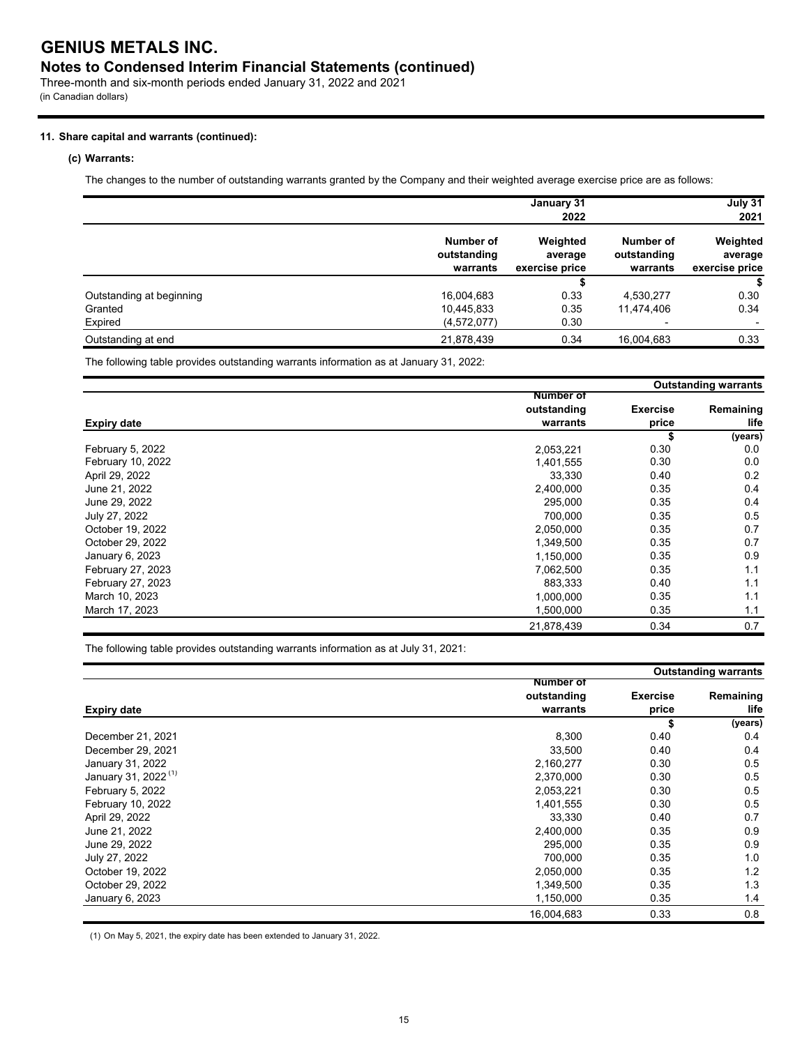# GENIUS METALS INC.

## Notes to Condensed Interim Financial Statements (continued)

Three-month and six-month periods ended January 31, 2022 and 2021
(in Canadian dollars)

**11. Share capital and warrants (continued):**

**(c) Warrants:**

The changes to the number of outstanding warrants granted by the Company and their weighted average exercise price are as follows:

| | January 31 2022 | | July 31 2021 | |
|---|---|---|---|---|
| | Number of outstanding warrants | Weighted average exercise price | Number of outstanding warrants | Weighted average exercise price |
| | | $ | | $ |
| Outstanding at beginning | 16,004,683 | 0.33 | 4,530,277 | 0.30 |
| Granted | 10,445,833 | 0.35 | 11,474,406 | 0.34 |
| Expired | (4,572,077) | 0.30 | - | - |
| Outstanding at end | 21,878,439 | 0.34 | 16,004,683 | 0.33 |

The following table provides outstanding warrants information as at January 31, 2022:

| | Outstanding warrants | | |
|---|---|---|---|
| Expiry date | Number of outstanding warrants | Exercise price | Remaining life |
| | | $ | (years) |
| February 5, 2022 | 2,053,221 | 0.30 | 0.0 |
| February 10, 2022 | 1,401,555 | 0.30 | 0.0 |
| April 29, 2022 | 33,330 | 0.40 | 0.2 |
| June 21, 2022 | 2,400,000 | 0.35 | 0.4 |
| June 29, 2022 | 295,000 | 0.35 | 0.4 |
| July 27, 2022 | 700,000 | 0.35 | 0.5 |
| October 19, 2022 | 2,050,000 | 0.35 | 0.7 |
| October 29, 2022 | 1,349,500 | 0.35 | 0.7 |
| January 6, 2023 | 1,150,000 | 0.35 | 0.9 |
| February 27, 2023 | 7,062,500 | 0.35 | 1.1 |
| February 27, 2023 | 883,333 | 0.40 | 1.1 |
| March 10, 2023 | 1,000,000 | 0.35 | 1.1 |
| March 17, 2023 | 1,500,000 | 0.35 | 1.1 |
| | 21,878,439 | 0.34 | 0.7 |

The following table provides outstanding warrants information as at July 31, 2021:

| | Outstanding warrants | | |
|---|---|---|---|
| Expiry date | Number of outstanding warrants | Exercise price | Remaining life |
| | | $ | (years) |
| December 21, 2021 | 8,300 | 0.40 | 0.4 |
| December 29, 2021 | 33,500 | 0.40 | 0.4 |
| January 31, 2022 | 2,160,277 | 0.30 | 0.5 |
| January 31, 2022 (1) | 2,370,000 | 0.30 | 0.5 |
| February 5, 2022 | 2,053,221 | 0.30 | 0.5 |
| February 10, 2022 | 1,401,555 | 0.30 | 0.5 |
| April 29, 2022 | 33,330 | 0.40 | 0.7 |
| June 21, 2022 | 2,400,000 | 0.35 | 0.9 |
| June 29, 2022 | 295,000 | 0.35 | 0.9 |
| July 27, 2022 | 700,000 | 0.35 | 1.0 |
| October 19, 2022 | 2,050,000 | 0.35 | 1.2 |
| October 29, 2022 | 1,349,500 | 0.35 | 1.3 |
| January 6, 2023 | 1,150,000 | 0.35 | 1.4 |
| | 16,004,683 | 0.33 | 0.8 |

(1) On May 5, 2021, the expiry date has been extended to January 31, 2022.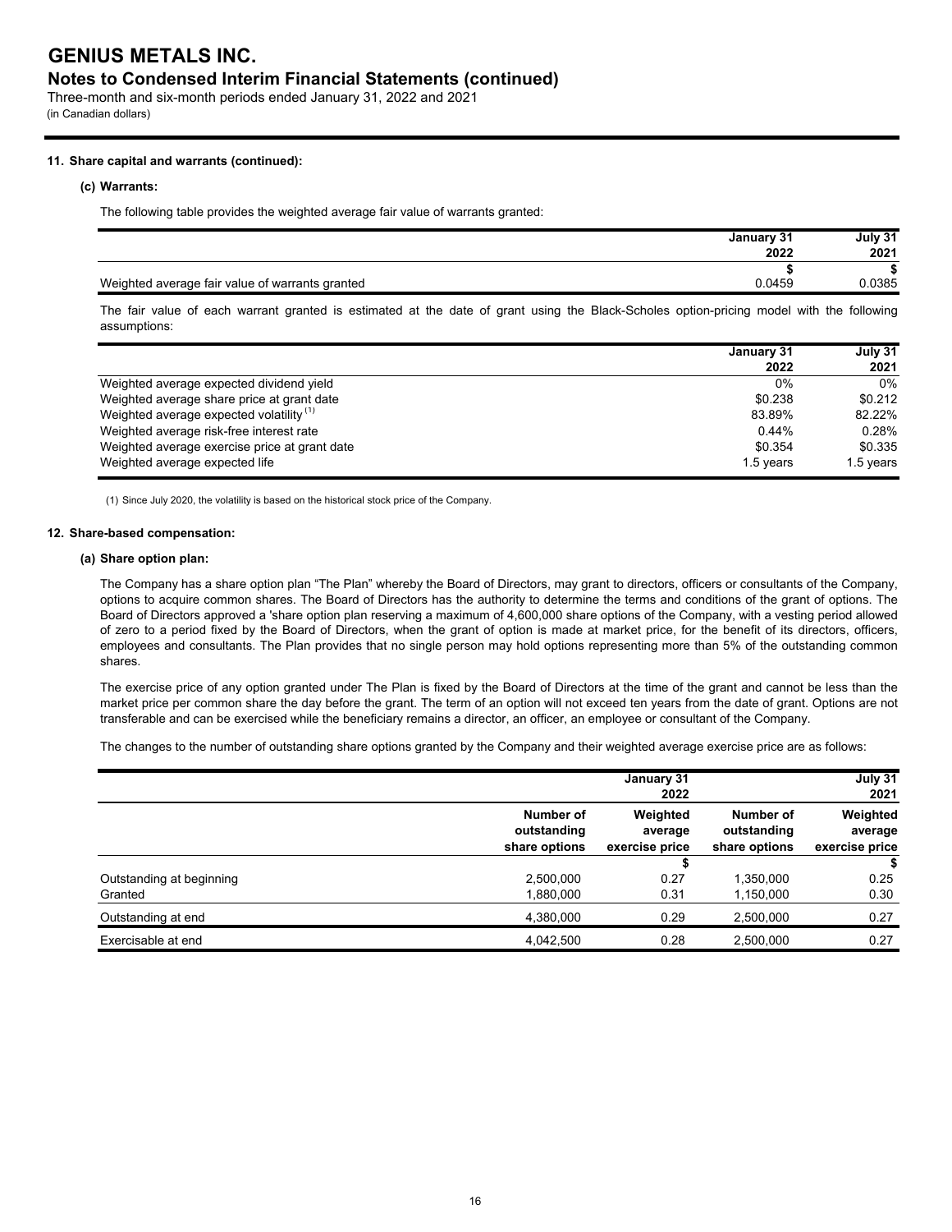# GENIUS METALS INC.

## Notes to Condensed Interim Financial Statements (continued)

Three-month and six-month periods ended January 31, 2022 and 2021
(in Canadian dollars)

### 11. Share capital and warrants (continued):

#### (c) Warrants:

The following table provides the weighted average fair value of warrants granted:

| | January 31 2022 | July 31 2021 |
|---|---|---|
| | $ | $ |
| Weighted average fair value of warrants granted | 0.0459 | 0.0385 |

The fair value of each warrant granted is estimated at the date of grant using the Black-Scholes option-pricing model with the following assumptions:

| | January 31 2022 | July 31 2021 |
|---|---|---|
| Weighted average expected dividend yield | 0% | 0% |
| Weighted average share price at grant date | $0.238 | $0.212 |
| Weighted average expected volatility [(1)] | 83.89% | 82.22% |
| Weighted average risk-free interest rate | 0.44% | 0.28% |
| Weighted average exercise price at grant date | $0.354 | $0.335 |
| Weighted average expected life | 1.5 years | 1.5 years |

(1) Since July 2020, the volatility is based on the historical stock price of the Company.

### 12. Share-based compensation:

#### (a) Share option plan:

The Company has a share option plan "The Plan" whereby the Board of Directors, may grant to directors, officers or consultants of the Company, options to acquire common shares. The Board of Directors has the authority to determine the terms and conditions of the grant of options. The Board of Directors approved a 'share option plan reserving a maximum of 4,600,000 share options of the Company, with a vesting period allowed of zero to a period fixed by the Board of Directors, when the grant of option is made at market price, for the benefit of its directors, officers, employees and consultants. The Plan provides that no single person may hold options representing more than 5% of the outstanding common shares.

The exercise price of any option granted under The Plan is fixed by the Board of Directors at the time of the grant and cannot be less than the market price per common share the day before the grant. The term of an option will not exceed ten years from the date of grant. Options are not transferable and can be exercised while the beneficiary remains a director, an officer, an employee or consultant of the Company.

The changes to the number of outstanding share options granted by the Company and their weighted average exercise price are as follows:

| | January 31 2022 | | July 31 2021 | |
|---|---|---|---|---|
| | Number of outstanding share options | Weighted average exercise price | Number of outstanding share options | Weighted average exercise price |
| | | $ | | $ |
| Outstanding at beginning | 2,500,000 | 0.27 | 1,350,000 | 0.25 |
| Granted | 1,880,000 | 0.31 | 1,150,000 | 0.30 |
| Outstanding at end | 4,380,000 | 0.29 | 2,500,000 | 0.27 |
| Exercisable at end | 4,042,500 | 0.28 | 2,500,000 | 0.27 |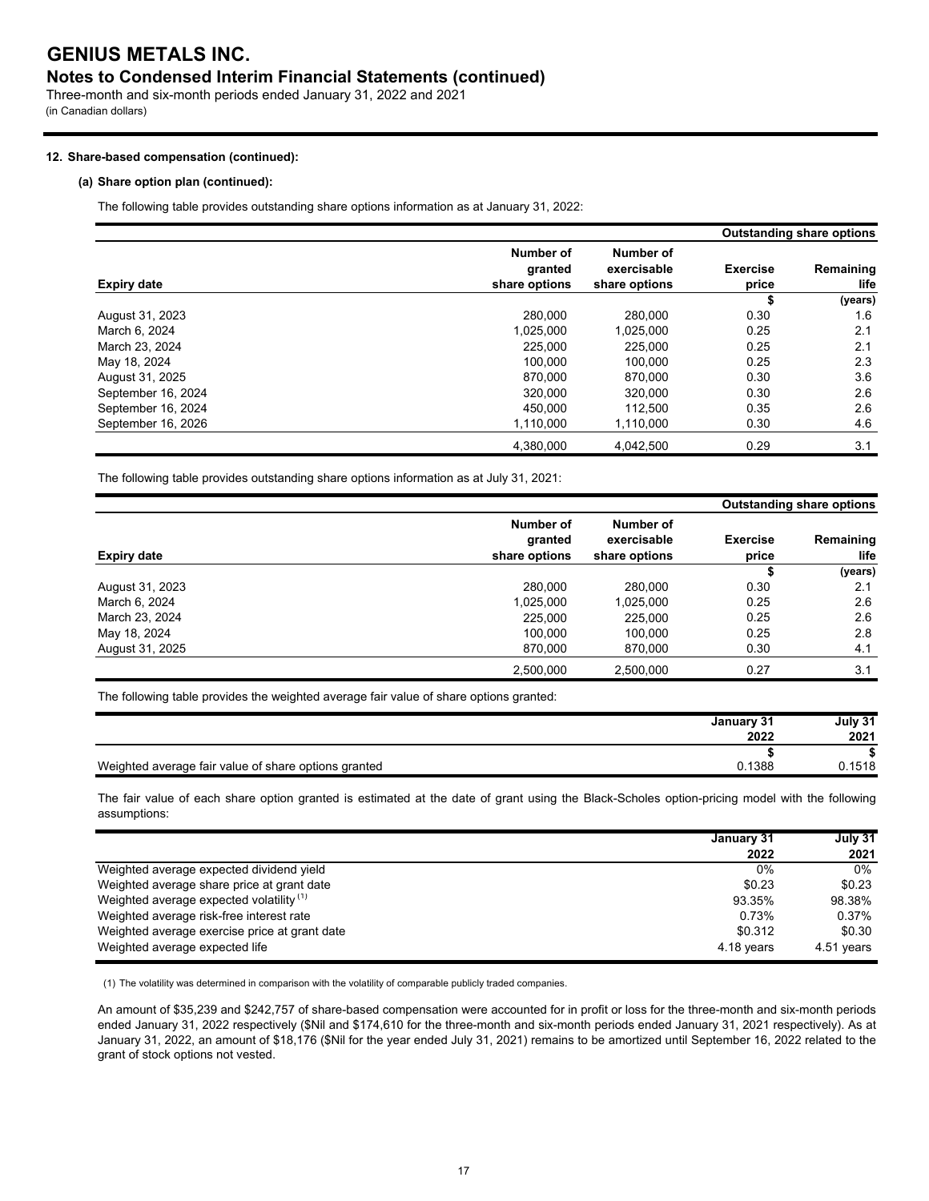### 12. Share-based compensation (continued):

#### (a) Share option plan (continued):

The following table provides outstanding share options information as at January 31, 2022:

| | | | Outstanding share options | |
|---|---|---|---|---|
| Expiry date | Number of granted share options | Number of exercisable share options | Exercise price | Remaining life |
| | | | $ | (years) |
| August 31, 2023 | 280,000 | 280,000 | 0.30 | 1.6 |
| March 6, 2024 | 1,025,000 | 1,025,000 | 0.25 | 2.1 |
| March 23, 2024 | 225,000 | 225,000 | 0.25 | 2.1 |
| May 18, 2024 | 100,000 | 100,000 | 0.25 | 2.3 |
| August 31, 2025 | 870,000 | 870,000 | 0.30 | 3.6 |
| September 16, 2024 | 320,000 | 320,000 | 0.30 | 2.6 |
| September 16, 2024 | 450,000 | 112,500 | 0.35 | 2.6 |
| September 16, 2026 | 1,110,000 | 1,110,000 | 0.30 | 4.6 |
| | 4,380,000 | 4,042,500 | 0.29 | 3.1 |

The following table provides outstanding share options information as at July 31, 2021:

| | | | Outstanding share options | |
|---|---|---|---|---|
| Expiry date | Number of granted share options | Number of exercisable share options | Exercise price | Remaining life |
| | | | $ | (years) |
| August 31, 2023 | 280,000 | 280,000 | 0.30 | 2.1 |
| March 6, 2024 | 1,025,000 | 1,025,000 | 0.25 | 2.6 |
| March 23, 2024 | 225,000 | 225,000 | 0.25 | 2.6 |
| May 18, 2024 | 100,000 | 100,000 | 0.25 | 2.8 |
| August 31, 2025 | 870,000 | 870,000 | 0.30 | 4.1 |
| | 2,500,000 | 2,500,000 | 0.27 | 3.1 |

The following table provides the weighted average fair value of share options granted:

| | January 31 2022 | July 31 2021 |
|---|---|---|
| | $ | $ |
| Weighted average fair value of share options granted | 0.1388 | 0.1518 |

The fair value of each share option granted is estimated at the date of grant using the Black-Scholes option-pricing model with the following assumptions:

| | January 31 2022 | July 31 2021 |
|---|---|---|
| Weighted average expected dividend yield | 0% | 0% |
| Weighted average share price at grant date | $0.23 | $0.23 |
| Weighted average expected volatility [(1)] | 93.35% | 98.38% |
| Weighted average risk-free interest rate | 0.73% | 0.37% |
| Weighted average exercise price at grant date | $0.312 | $0.30 |
| Weighted average expected life | 4.18 years | 4.51 years |

(1) The volatility was determined in comparison with the volatility of comparable publicly traded companies.

An amount of $35,239 and $242,757 of share-based compensation were accounted for in profit or loss for the three-month and six-month periods ended January 31, 2022 respectively ($Nil and $174,610 for the three-month and six-month periods ended January 31, 2021 respectively). As at January 31, 2022, an amount of $18,176 ($Nil for the year ended July 31, 2021) remains to be amortized until September 16, 2022 related to the grant of stock options not vested.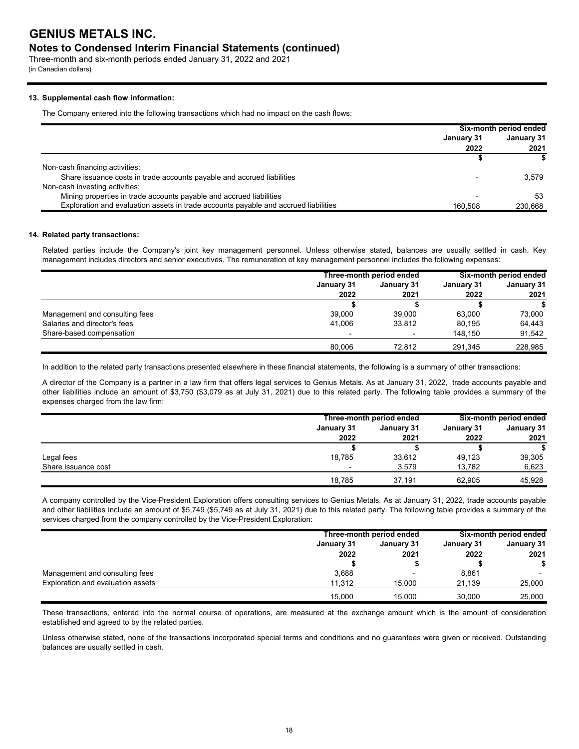## 13. Supplemental cash flow information:

The Company entered into the following transactions which had no impact on the cash flows:

| | Six-month period ended | |
|---|---|---|
| | January 31 2022 | January 31 2021 |
| | $ | $ |
| Non-cash financing activities: | | |
| Share issuance costs in trade accounts payable and accrued liabilities | - | 3,579 |
| Non-cash investing activities: | | |
| Mining properties in trade accounts payable and accrued liabilities | - | 53 |
| Exploration and evaluation assets in trade accounts payable and accrued liabilities | 160,508 | 230,668 |

## 14. Related party transactions:

Related parties include the Company's joint key management personnel. Unless otherwise stated, balances are usually settled in cash. Key management includes directors and senior executives. The remuneration of key management personnel includes the following expenses:

| | Three-month period ended | | Six-month period ended | |
|---|---|---|---|---|
| | January 31 2022 | January 31 2021 | January 31 2022 | January 31 2021 |
| | $ | $ | $ | $ |
| Management and consulting fees | 39,000 | 39,000 | 63,000 | 73,000 |
| Salaries and director's fees | 41,006 | 33,812 | 80,195 | 64,443 |
| Share-based compensation | - | - | 148,150 | 91,542 |
| | 80,006 | 72,812 | 291,345 | 228,985 |

In addition to the related party transactions presented elsewhere in these financial statements, the following is a summary of other transactions:

A director of the Company is a partner in a law firm that offers legal services to Genius Metals. As at January 31, 2022, trade accounts payable and other liabilities include an amount of $3,750 ($3,079 as at July 31, 2021) due to this related party. The following table provides a summary of the expenses charged from the law firm:

| | Three-month period ended | | Six-month period ended | |
|---|---|---|---|---|
| | January 31 2022 | January 31 2021 | January 31 2022 | January 31 2021 |
| | $ | $ | $ | $ |
| Legal fees | 18,785 | 33,612 | 49,123 | 39,305 |
| Share issuance cost | - | 3,579 | 13,782 | 6,623 |
| | 18,785 | 37,191 | 62,905 | 45,928 |

A company controlled by the Vice-President Exploration offers consulting services to Genius Metals. As at January 31, 2022, trade accounts payable and other liabilities include an amount of $5,749 ($5,749 as at July 31, 2021) due to this related party. The following table provides a summary of the services charged from the company controlled by the Vice-President Exploration:

| | Three-month period ended | | Six-month period ended | |
|---|---|---|---|---|
| | January 31 2022 | January 31 2021 | January 31 2022 | January 31 2021 |
| | $ | $ | $ | $ |
| Management and consulting fees | 3,688 | - | 8,861 | - |
| Exploration and evaluation assets | 11,312 | 15,000 | 21,139 | 25,000 |
| | 15,000 | 15,000 | 30,000 | 25,000 |

These transactions, entered into the normal course of operations, are measured at the exchange amount which is the amount of consideration established and agreed to by the related parties.

Unless otherwise stated, none of the transactions incorporated special terms and conditions and no guarantees were given or received. Outstanding balances are usually settled in cash.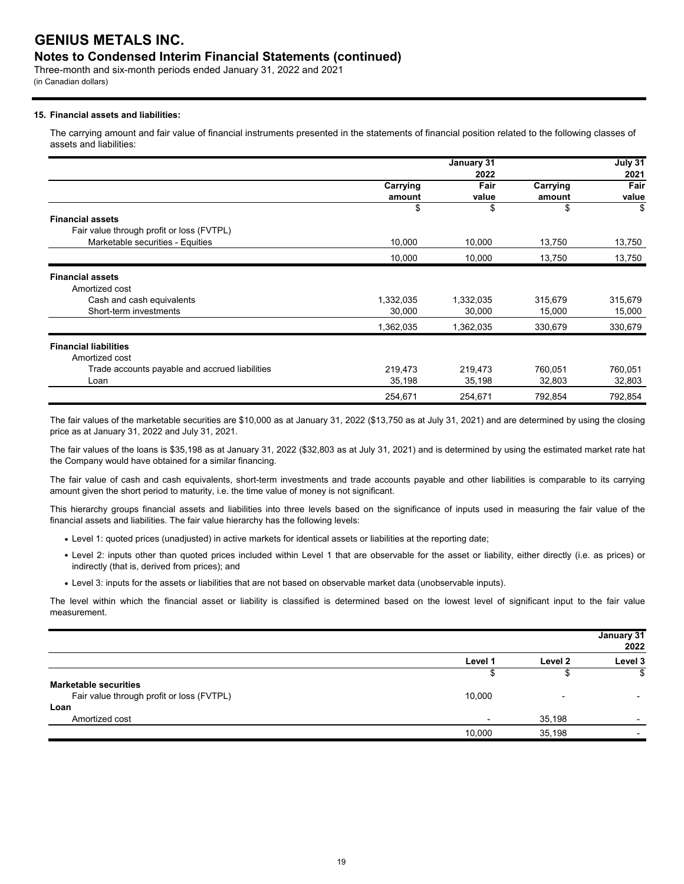# GENIUS METALS INC.

## Notes to Condensed Interim Financial Statements (continued)

Three-month and six-month periods ended January 31, 2022 and 2021
(in Canadian dollars)

### 15. Financial assets and liabilities:

The carrying amount and fair value of financial instruments presented in the statements of financial position related to the following classes of assets and liabilities:

| | January 31 2022 | | July 31 2021 | |
|---|---|---|---|---|
| | Carrying amount | Fair value | Carrying amount | Fair value |
| | $ | $ | $ | $ |
| **Financial assets** | | | | |
| Fair value through profit or loss (FVTPL) | | | | |
| Marketable securities - Equities | 10,000 | 10,000 | 13,750 | 13,750 |
| | 10,000 | 10,000 | 13,750 | 13,750 |
| **Financial assets** | | | | |
| Amortized cost | | | | |
| Cash and cash equivalents | 1,332,035 | 1,332,035 | 315,679 | 315,679 |
| Short-term investments | 30,000 | 30,000 | 15,000 | 15,000 |
| | 1,362,035 | 1,362,035 | 330,679 | 330,679 |
| **Financial liabilities** | | | | |
| Amortized cost | | | | |
| Trade accounts payable and accrued liabilities | 219,473 | 219,473 | 760,051 | 760,051 |
| Loan | 35,198 | 35,198 | 32,803 | 32,803 |
| | 254,671 | 254,671 | 792,854 | 792,854 |

The fair values of the marketable securities are $10,000 as at January 31, 2022 ($13,750 as at July 31, 2021) and are determined by using the closing price as at January 31, 2022 and July 31, 2021.

The fair values of the loans is $35,198 as at January 31, 2022 ($32,803 as at July 31, 2021) and is determined by using the estimated market rate hat the Company would have obtained for a similar financing.

The fair value of cash and cash equivalents, short-term investments and trade accounts payable and other liabilities is comparable to its carrying amount given the short period to maturity, i.e. the time value of money is not significant.

This hierarchy groups financial assets and liabilities into three levels based on the significance of inputs used in measuring the fair value of the financial assets and liabilities. The fair value hierarchy has the following levels:

- Level 1: quoted prices (unadjusted) in active markets for identical assets or liabilities at the reporting date;
- Level 2: inputs other than quoted prices included within Level 1 that are observable for the asset or liability, either directly (i.e. as prices) or indirectly (that is, derived from prices); and
- Level 3: inputs for the assets or liabilities that are not based on observable market data (unobservable inputs).

The level within which the financial asset or liability is classified is determined based on the lowest level of significant input to the fair value measurement.

| | | | January 31 2022 |
|---|---|---|---|
| | Level 1 | Level 2 | Level 3 |
| | $ | $ | $ |
| **Marketable securities** | | | |
| Fair value through profit or loss (FVTPL) | 10,000 | - | - |
| **Loan** | | | |
| Amortized cost | - | 35,198 | - |
| | 10,000 | 35,198 | - |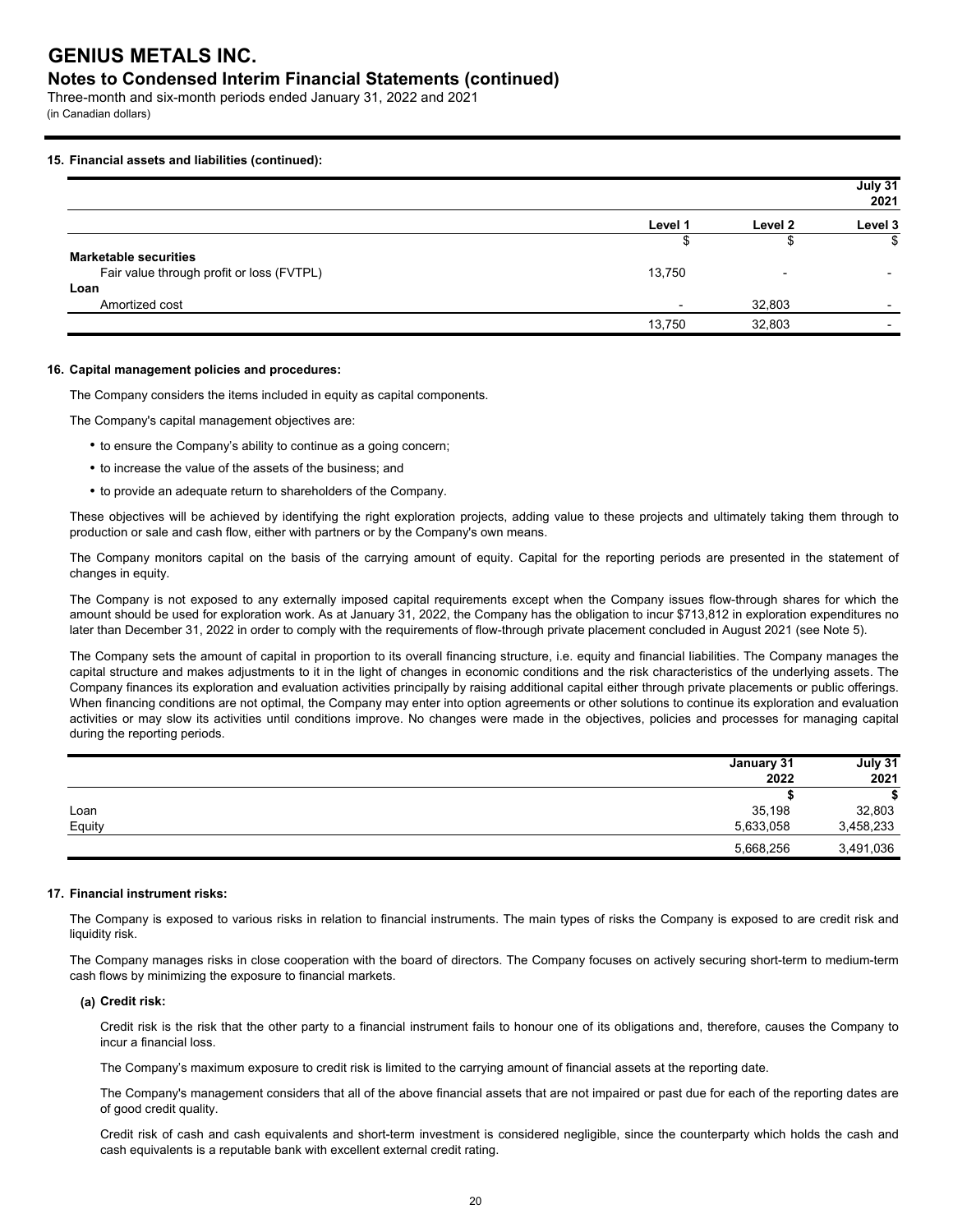**15. Financial assets and liabilities (continued):**

| | | | July 31 2021 |
|---|---|---|---|
| | Level 1 | Level 2 | Level 3 |
| | $ | $ | $ |
| **Marketable securities** | | | |
| Fair value through profit or loss (FVTPL) | 13,750 | - | - |
| **Loan** | | | |
| Amortized cost | - | 32,803 | - |
| | 13,750 | 32,803 | - |

**16. Capital management policies and procedures:**

The Company considers the items included in equity as capital components.

The Company's capital management objectives are:

- to ensure the Company's ability to continue as a going concern;
- to increase the value of the assets of the business; and
- to provide an adequate return to shareholders of the Company.

These objectives will be achieved by identifying the right exploration projects, adding value to these projects and ultimately taking them through to production or sale and cash flow, either with partners or by the Company's own means.

The Company monitors capital on the basis of the carrying amount of equity. Capital for the reporting periods are presented in the statement of changes in equity.

The Company is not exposed to any externally imposed capital requirements except when the Company issues flow-through shares for which the amount should be used for exploration work. As at January 31, 2022, the Company has the obligation to incur $713,812 in exploration expenditures no later than December 31, 2022 in order to comply with the requirements of flow-through private placement concluded in August 2021 (see Note 5).

The Company sets the amount of capital in proportion to its overall financing structure, i.e. equity and financial liabilities. The Company manages the capital structure and makes adjustments to it in the light of changes in economic conditions and the risk characteristics of the underlying assets. The Company finances its exploration and evaluation activities principally by raising additional capital either through private placements or public offerings. When financing conditions are not optimal, the Company may enter into option agreements or other solutions to continue its exploration and evaluation activities or may slow its activities until conditions improve. No changes were made in the objectives, policies and processes for managing capital during the reporting periods.

| | January 31 2022 | July 31 2021 |
|---|---|---|
| | $ | $ |
| Loan | 35,198 | 32,803 |
| Equity | 5,633,058 | 3,458,233 |
| | 5,668,256 | 3,491,036 |

**17. Financial instrument risks:**

The Company is exposed to various risks in relation to financial instruments. The main types of risks the Company is exposed to are credit risk and liquidity risk.

The Company manages risks in close cooperation with the board of directors. The Company focuses on actively securing short-term to medium-term cash flows by minimizing the exposure to financial markets.

**(a) Credit risk:**

Credit risk is the risk that the other party to a financial instrument fails to honour one of its obligations and, therefore, causes the Company to incur a financial loss.

The Company's maximum exposure to credit risk is limited to the carrying amount of financial assets at the reporting date.

The Company's management considers that all of the above financial assets that are not impaired or past due for each of the reporting dates are of good credit quality.

Credit risk of cash and cash equivalents and short-term investment is considered negligible, since the counterparty which holds the cash and cash equivalents is a reputable bank with excellent external credit rating.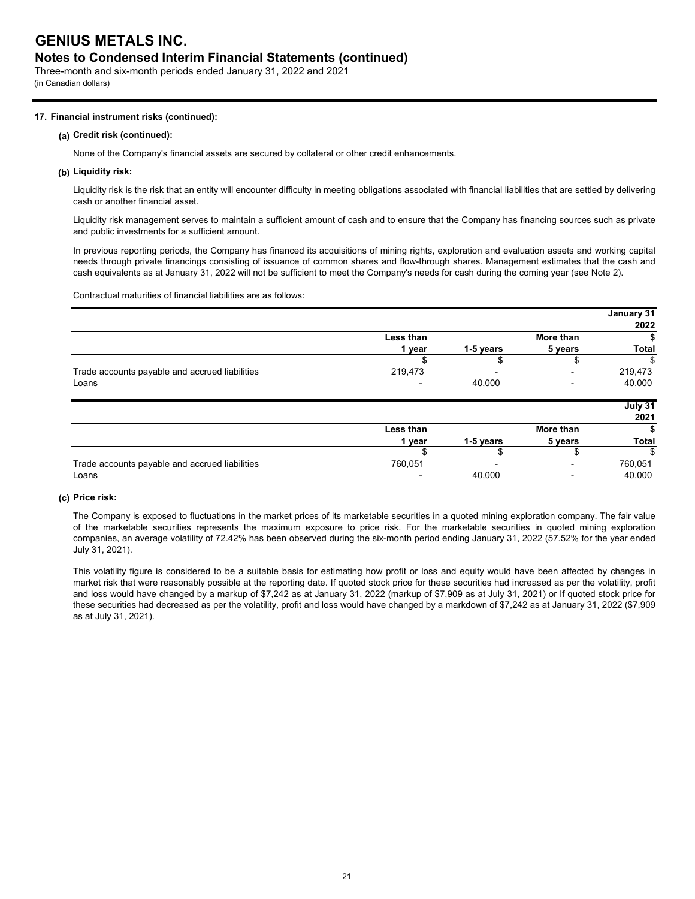## 17. Financial instrument risks (continued):

### (a) Credit risk (continued):

None of the Company's financial assets are secured by collateral or other credit enhancements.

### (b) Liquidity risk:

Liquidity risk is the risk that an entity will encounter difficulty in meeting obligations associated with financial liabilities that are settled by delivering cash or another financial asset.

Liquidity risk management serves to maintain a sufficient amount of cash and to ensure that the Company has financing sources such as private and public investments for a sufficient amount.

In previous reporting periods, the Company has financed its acquisitions of mining rights, exploration and evaluation assets and working capital needs through private financings consisting of issuance of common shares and flow-through shares. Management estimates that the cash and cash equivalents as at January 31, 2022 will not be sufficient to meet the Company's needs for cash during the coming year (see Note 2).

Contractual maturities of financial liabilities are as follows:

| | | | | January 31 2022 |
|---|---|---|---|---|
| | Less than 1 year | 1-5 years | More than 5 years | $ Total |
| | $ | $ | $ | $ |
| Trade accounts payable and accrued liabilities | 219,473 | - | - | 219,473 |
| Loans | - | 40,000 | - | 40,000 |

| | | | | July 31 2021 |
|---|---|---|---|---|
| | Less than 1 year | 1-5 years | More than 5 years | $ Total |
| | $ | $ | $ | $ |
| Trade accounts payable and accrued liabilities | 760,051 | - | - | 760,051 |
| Loans | - | 40,000 | - | 40,000 |

### (c) Price risk:

The Company is exposed to fluctuations in the market prices of its marketable securities in a quoted mining exploration company. The fair value of the marketable securities represents the maximum exposure to price risk. For the marketable securities in quoted mining exploration companies, an average volatility of 72.42% has been observed during the six-month period ending January 31, 2022 (57.52% for the year ended July 31, 2021).

This volatility figure is considered to be a suitable basis for estimating how profit or loss and equity would have been affected by changes in market risk that were reasonably possible at the reporting date. If quoted stock price for these securities had increased as per the volatility, profit and loss would have changed by a markup of $7,242 as at January 31, 2022 (markup of $7,909 as at July 31, 2021) or If quoted stock price for these securities had decreased as per the volatility, profit and loss would have changed by a markdown of $7,242 as at January 31, 2022 ($7,909 as at July 31, 2021).